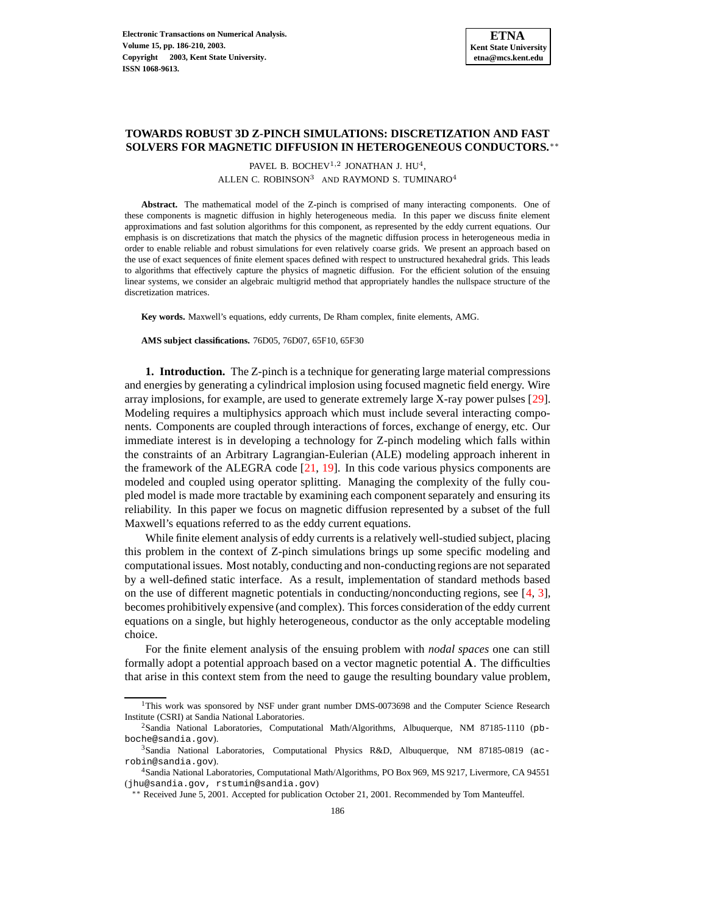# TOWARDS ROBUST 3D Z-PINCH SIMULATIONS: DISCRETIZATION AND FAST SOLVERS FOR MAGNETIC DIFFUSION IN HETEROGENEOUS CONDUCTORS.**

PAVEL B. BOCHEV[1,2] JONATHAN J. HU[4], ALLEN C. ROBINSON[3] AND RAYMOND S. TUMINARO[4]

**Abstract.** The mathematical model of the Z-pinch is comprised of many interacting components. One of these components is magnetic diffusion in highly heterogeneous media. In this paper we discuss finite element approximations and fast solution algorithms for this component, as represented by the eddy current equations. Our emphasis is on discretizations that match the physics of the magnetic diffusion process in heterogeneous media in order to enable reliable and robust simulations for even relatively coarse grids. We present an approach based on the use of exact sequences of finite element spaces defined with respect to unstructured hexahedral grids. This leads to algorithms that effectively capture the physics of magnetic diffusion. For the efficient solution of the ensuing linear systems, we consider an algebraic multigrid method that appropriately handles the nullspace structure of the discretization matrices.

**Key words.** Maxwell's equations, eddy currents, De Rham complex, finite elements, AMG.

**AMS subject classifications.** 76D05, 76D07, 65F10, 65F30

## 1. Introduction.

The Z-pinch is a technique for generating large material compressions and energies by generating a cylindrical implosion using focused magnetic field energy. Wire array implosions, for example, are used to generate extremely large X-ray power pulses [29]. Modeling requires a multiphysics approach which must include several interacting components. Components are coupled through interactions of forces, exchange of energy, etc. Our immediate interest is in developing a technology for Z-pinch modeling which falls within the constraints of an Arbitrary Lagrangian-Eulerian (ALE) modeling approach inherent in the framework of the ALEGRA code [21, 19]. In this code various physics components are modeled and coupled using operator splitting. Managing the complexity of the fully coupled model is made more tractable by examining each component separately and ensuring its reliability. In this paper we focus on magnetic diffusion represented by a subset of the full Maxwell's equations referred to as the eddy current equations.

While finite element analysis of eddy currents is a relatively well-studied subject, placing this problem in the context of Z-pinch simulations brings up some specific modeling and computational issues. Most notably, conducting and non-conducting regions are not separated by a well-defined static interface. As a result, implementation of standard methods based on the use of different magnetic potentials in conducting/nonconducting regions, see [4, 3], becomes prohibitively expensive (and complex). This forces consideration of the eddy current equations on a single, but highly heterogeneous, conductor as the only acceptable modeling choice.

For the finite element analysis of the ensuing problem with *nodal spaces* one can still formally adopt a potential approach based on a vector magnetic potential $\mathbf{A}$. The difficulties that arise in this context stem from the need to gauge the resulting boundary value problem,

---

[1] This work was sponsored by NSF under grant number DMS-0073698 and the Computer Science Research Institute (CSRI) at Sandia National Laboratories.

[2] Sandia National Laboratories, Computational Math/Algorithms, Albuquerque, NM 87185-1110 (pbboche@sandia.gov).

[3] Sandia National Laboratories, Computational Physics R&D, Albuquerque, NM 87185-0819 (acrobin@sandia.gov).

[4] Sandia National Laboratories, Computational Math/Algorithms, PO Box 969, MS 9217, Livermore, CA 94551 (jhu@sandia.gov, rstumin@sandia.gov)

** Received June 5, 2001. Accepted for publication October 21, 2001. Recommended by Tom Manteuffel.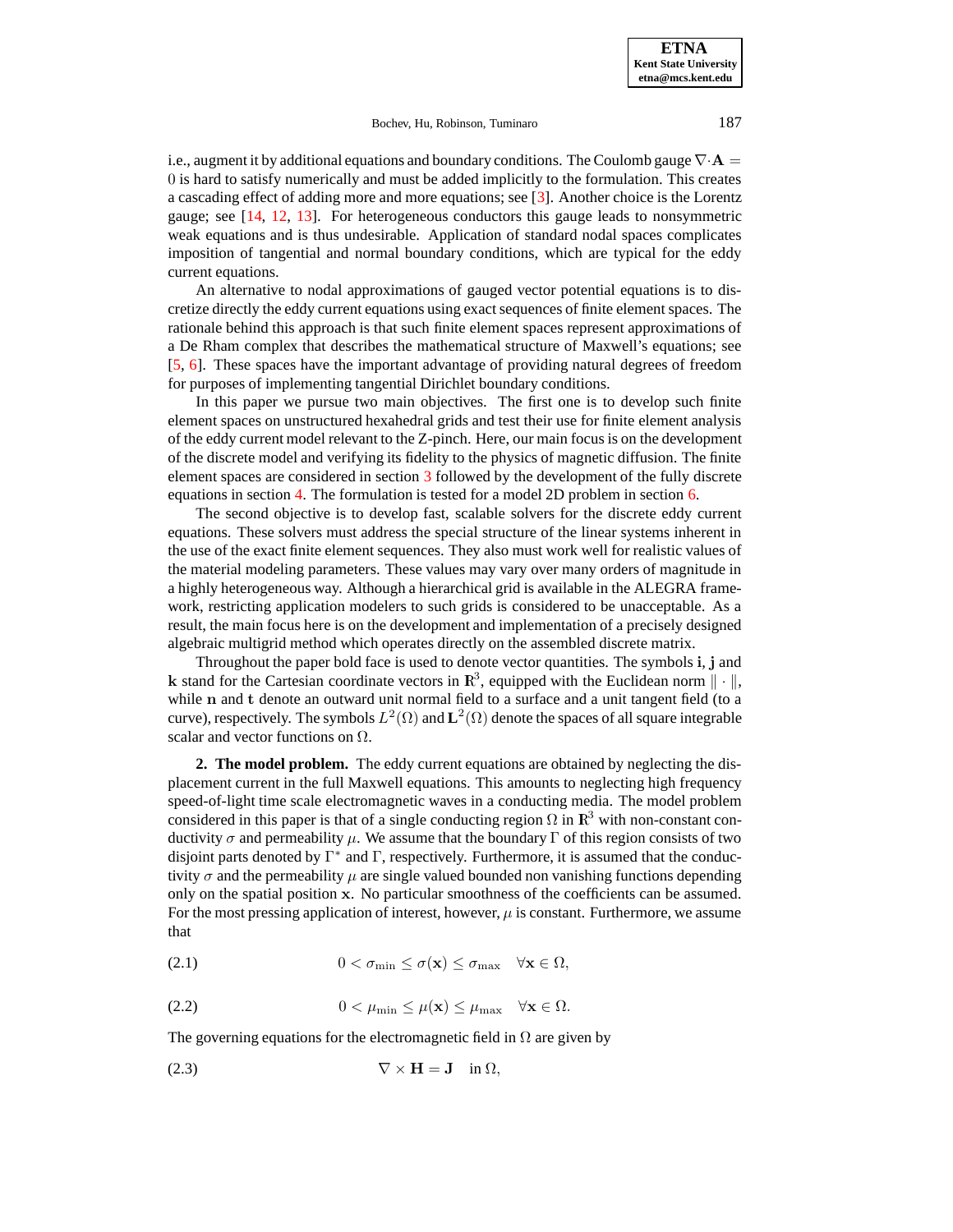i.e., augment it by additional equations and boundary conditions. The Coulomb gauge $\nabla\cdot\mathbf{A} = 0$ is hard to satisfy numerically and must be added implicitly to the formulation. This creates a cascading effect of adding more and more equations; see [3]. Another choice is the Lorentz gauge; see [14, 12, 13]. For heterogeneous conductors this gauge leads to nonsymmetric weak equations and is thus undesirable. Application of standard nodal spaces complicates imposition of tangential and normal boundary conditions, which are typical for the eddy current equations.

An alternative to nodal approximations of gauged vector potential equations is to discretize directly the eddy current equations using exact sequences of finite element spaces. The rationale behind this approach is that such finite element spaces represent approximations of a De Rham complex that describes the mathematical structure of Maxwell's equations; see [5, 6]. These spaces have the important advantage of providing natural degrees of freedom for purposes of implementing tangential Dirichlet boundary conditions.

In this paper we pursue two main objectives. The first one is to develop such finite element spaces on unstructured hexahedral grids and test their use for finite element analysis of the eddy current model relevant to the Z-pinch. Here, our main focus is on the development of the discrete model and verifying its fidelity to the physics of magnetic diffusion. The finite element spaces are considered in section 3 followed by the development of the fully discrete equations in section 4. The formulation is tested for a model 2D problem in section 6.

The second objective is to develop fast, scalable solvers for the discrete eddy current equations. These solvers must address the special structure of the linear systems inherent in the use of the exact finite element sequences. They also must work well for realistic values of the material modeling parameters. These values may vary over many orders of magnitude in a highly heterogeneous way. Although a hierarchical grid is available in the ALEGRA framework, restricting application modelers to such grids is considered to be unacceptable. As a result, the main focus here is on the development and implementation of a precisely designed algebraic multigrid method which operates directly on the assembled discrete matrix.

Throughout the paper bold face is used to denote vector quantities. The symbols $\mathbf{i}$, $\mathbf{j}$ and $\mathbf{k}$ stand for the Cartesian coordinate vectors in $\mathbf{R}^3$, equipped with the Euclidean norm $\|\cdot\|$, while $\mathbf{n}$ and $\mathbf{t}$ denote an outward unit normal field to a surface and a unit tangent field (to a curve), respectively. The symbols $L^2(\Omega)$ and $\mathbf{L}^2(\Omega)$ denote the spaces of all square integrable scalar and vector functions on $\Omega$.

## 2. The model problem.

The eddy current equations are obtained by neglecting the displacement current in the full Maxwell equations. This amounts to neglecting high frequency speed-of-light time scale electromagnetic waves in a conducting media. The model problem considered in this paper is that of a single conducting region $\Omega$ in $\mathbf{R}^3$ with non-constant conductivity $\sigma$ and permeability $\mu$. We assume that the boundary $\Gamma$ of this region consists of two disjoint parts denoted by $\Gamma^*$ and $\Gamma$, respectively. Furthermore, it is assumed that the conductivity $\sigma$ and the permeability $\mu$ are single valued bounded non vanishing functions depending only on the spatial position $\mathbf{x}$. No particular smoothness of the coefficients can be assumed. For the most pressing application of interest, however, $\mu$ is constant. Furthermore, we assume that

$$0 < \sigma_{\min} \le \sigma(\mathbf{x}) \le \sigma_{\max} \quad \forall \mathbf{x} \in \Omega, \tag{2.1}$$

$$0 < \mu_{\min} \le \mu(\mathbf{x}) \le \mu_{\max} \quad \forall \mathbf{x} \in \Omega. \tag{2.2}$$

The governing equations for the electromagnetic field in $\Omega$ are given by

$$\nabla \times \mathbf{H} = \mathbf{J} \quad \text{in } \Omega, \tag{2.3}$$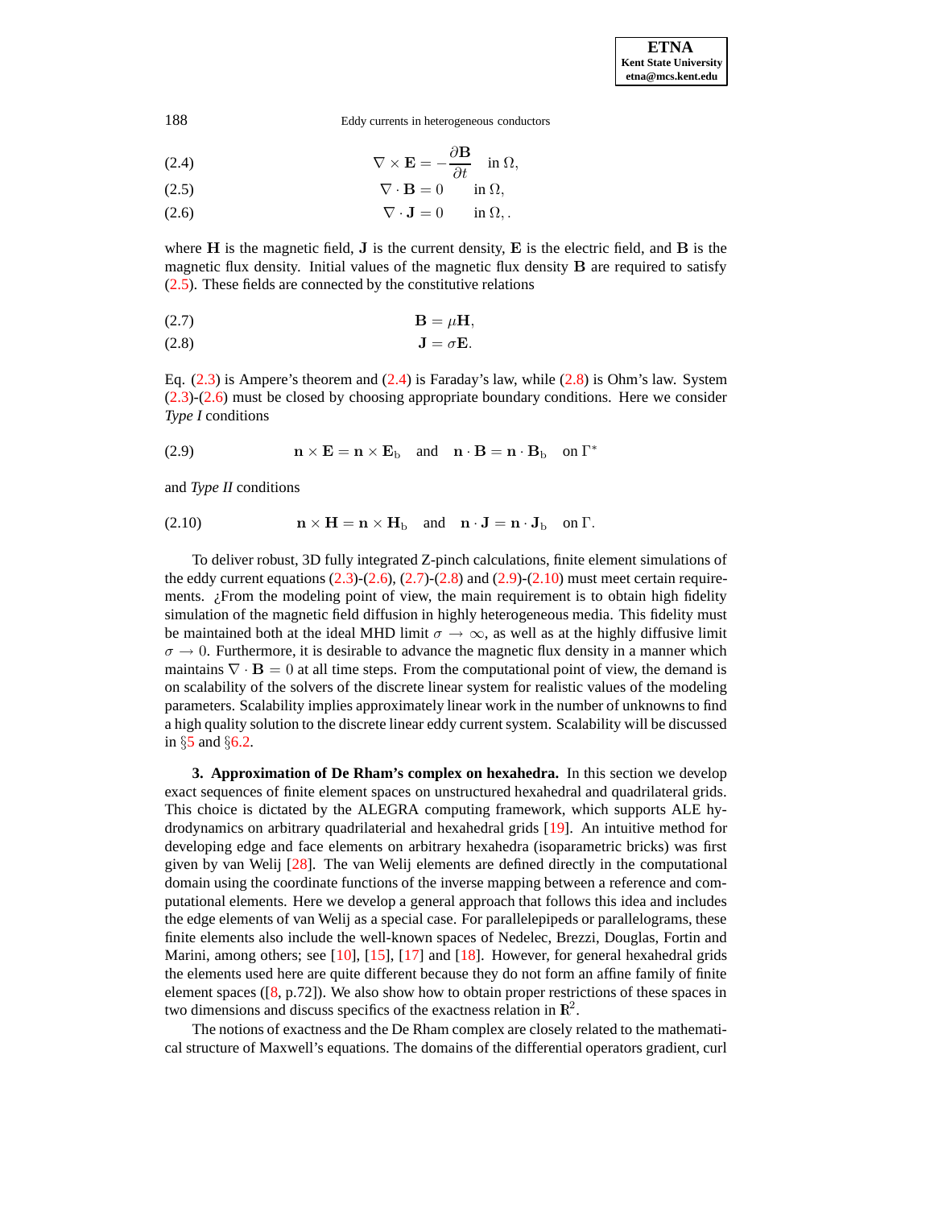$$\nabla \times \mathbf{E} = -\frac{\partial \mathbf{B}}{\partial t} \quad \text{in } \Omega, \tag{2.4}$$

$$\nabla \cdot \mathbf{B} = 0 \quad \text{in } \Omega, \tag{2.5}$$

$$\nabla \cdot \mathbf{J} = 0 \quad \text{in } \Omega, . \tag{2.6}$$

where $\mathbf{H}$ is the magnetic field, $\mathbf{J}$ is the current density, $\mathbf{E}$ is the electric field, and $\mathbf{B}$ is the magnetic flux density. Initial values of the magnetic flux density $\mathbf{B}$ are required to satisfy (2.5). These fields are connected by the constitutive relations

$$\mathbf{B} = \mu \mathbf{H}, \tag{2.7}$$

$$\mathbf{J} = \sigma \mathbf{E}. \tag{2.8}$$

Eq. (2.3) is Ampere's theorem and (2.4) is Faraday's law, while (2.8) is Ohm's law. System (2.3)-(2.6) must be closed by choosing appropriate boundary conditions. Here we consider *Type I* conditions

$$\mathbf{n} \times \mathbf{E} = \mathbf{n} \times \mathbf{E}_{\mathrm{b}} \quad \text{and} \quad \mathbf{n} \cdot \mathbf{B} = \mathbf{n} \cdot \mathbf{B}_{\mathrm{b}} \quad \text{on } \Gamma^{*} \tag{2.9}$$

and *Type II* conditions

$$\mathbf{n} \times \mathbf{H} = \mathbf{n} \times \mathbf{H}_{\mathrm{b}} \quad \text{and} \quad \mathbf{n} \cdot \mathbf{J} = \mathbf{n} \cdot \mathbf{J}_{\mathrm{b}} \quad \text{on } \Gamma. \tag{2.10}$$

To deliver robust, 3D fully integrated Z-pinch calculations, finite element simulations of the eddy current equations (2.3)-(2.6), (2.7)-(2.8) and (2.9)-(2.10) must meet certain requirements. ¿From the modeling point of view, the main requirement is to obtain high fidelity simulation of the magnetic field diffusion in highly heterogeneous media. This fidelity must be maintained both at the ideal MHD limit $\sigma \to \infty$, as well as at the highly diffusive limit $\sigma \to 0$. Furthermore, it is desirable to advance the magnetic flux density in a manner which maintains $\nabla \cdot \mathbf{B} = 0$ at all time steps. From the computational point of view, the demand is on scalability of the solvers of the discrete linear system for realistic values of the modeling parameters. Scalability implies approximately linear work in the number of unknowns to find a high quality solution to the discrete linear eddy current system. Scalability will be discussed in §5 and §6.2.

## 3. Approximation of De Rham's complex on hexahedra.

In this section we develop exact sequences of finite element spaces on unstructured hexahedral and quadrilateral grids. This choice is dictated by the ALEGRA computing framework, which supports ALE hydrodynamics on arbitrary quadrilaterial and hexahedral grids [19]. An intuitive method for developing edge and face elements on arbitrary hexahedra (isoparametric bricks) was first given by van Welij [28]. The van Welij elements are defined directly in the computational domain using the coordinate functions of the inverse mapping between a reference and computational elements. Here we develop a general approach that follows this idea and includes the edge elements of van Welij as a special case. For parallelepipeds or parallelograms, these finite elements also include the well-known spaces of Nedelec, Brezzi, Douglas, Fortin and Marini, among others; see [10], [15], [17] and [18]. However, for general hexahedral grids the elements used here are quite different because they do not form an affine family of finite element spaces ([8, p.72]). We also show how to obtain proper restrictions of these spaces in two dimensions and discuss specifics of the exactness relation in $\mathbb{R}^2$.

The notions of exactness and the De Rham complex are closely related to the mathematical structure of Maxwell's equations. The domains of the differential operators gradient, curl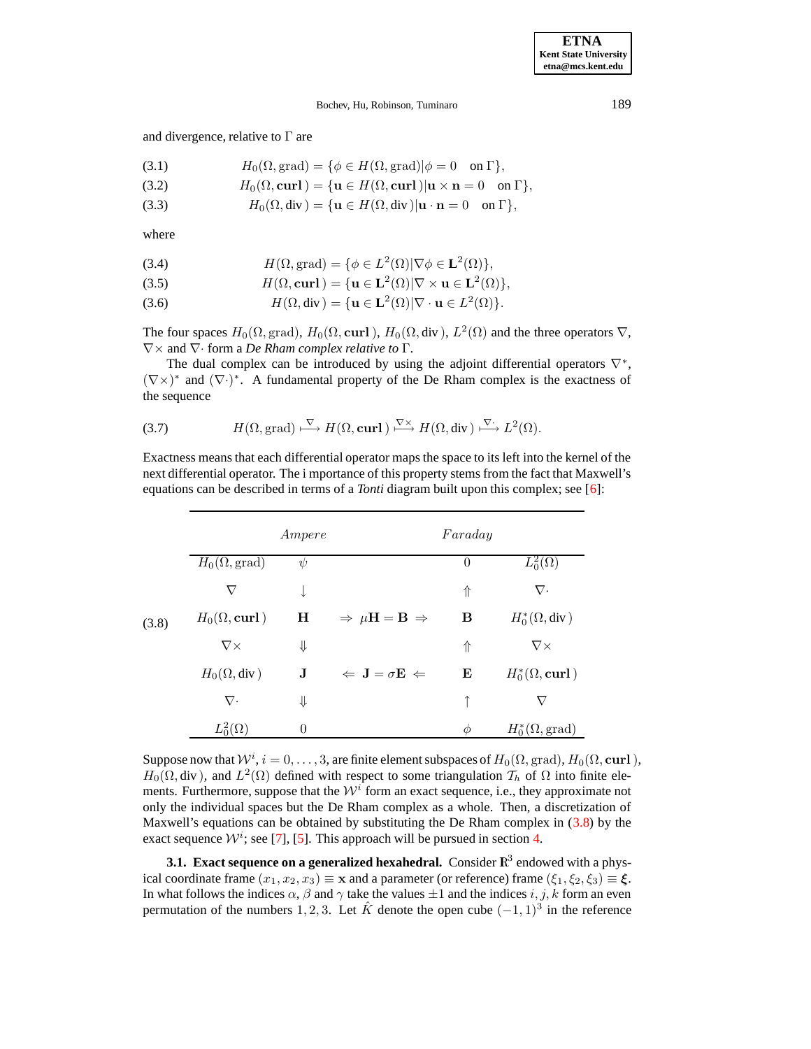and divergence, relative to $\Gamma$ are

$$H_0(\Omega, \mathrm{grad}) = \{\phi \in H(\Omega, \mathrm{grad}) | \phi = 0 \quad \text{on } \Gamma\}, \tag{3.1}$$

$$H_0(\Omega, \mathbf{curl}\,) = \{\mathbf{u} \in H(\Omega, \mathbf{curl}\,) | \mathbf{u} \times \mathbf{n} = 0 \quad \text{on } \Gamma\}, \tag{3.2}$$

$$H_0(\Omega, \mathrm{div}\,) = \{\mathbf{u} \in H(\Omega, \mathrm{div}\,) | \mathbf{u} \cdot \mathbf{n} = 0 \quad \text{on } \Gamma\}, \tag{3.3}$$

where

$$H(\Omega, \mathrm{grad}) = \{\phi \in L^2(\Omega) | \nabla\phi \in \mathbf{L}^2(\Omega)\}, \tag{3.4}$$

$$H(\Omega, \mathbf{curl}\,) = \{\mathbf{u} \in \mathbf{L}^2(\Omega) | \nabla \times \mathbf{u} \in \mathbf{L}^2(\Omega)\}, \tag{3.5}$$

$$H(\Omega, \mathrm{div}\,) = \{\mathbf{u} \in \mathbf{L}^2(\Omega) | \nabla \cdot \mathbf{u} \in L^2(\Omega)\}. \tag{3.6}$$

The four spaces $H_0(\Omega, \mathrm{grad})$, $H_0(\Omega, \mathbf{curl}\,)$, $H_0(\Omega, \mathrm{div}\,)$, $L^2(\Omega)$ and the three operators $\nabla$, $\nabla\times$ and $\nabla\cdot$ form a *De Rham complex relative to* $\Gamma$.

The dual complex can be introduced by using the adjoint differential operators $\nabla^*$, $(\nabla\times)^*$ and $(\nabla\cdot)^*$. A fundamental property of the De Rham complex is the exactness of the sequence

$$H(\Omega, \mathrm{grad}) \stackrel{\nabla}{\longmapsto} H(\Omega, \mathbf{curl}\,) \stackrel{\nabla\times}{\longmapsto} H(\Omega, \mathrm{div}\,) \stackrel{\nabla\cdot}{\longmapsto} L^2(\Omega). \tag{3.7}$$

Exactness means that each differential operator maps the space to its left into the kernel of the next differential operator. The i mportance of this property stems from the fact that Maxwell's equations can be described in terms of a *Tonti* diagram built upon this complex; see [6]:

(3.8)

| | $Ampere$ | | $Faraday$ | |
|---|---|---|---|---|
| $H_0(\Omega, \mathrm{grad})$ | $\psi$ | | $0$ | $L_0^2(\Omega)$ |
| $\nabla$ | $\downarrow$ | | $\Uparrow$ | $\nabla\cdot$ |
| $H_0(\Omega, \mathbf{curl}\,)$ | $\mathbf{H}$ | $\Rightarrow\ \mu\mathbf{H} = \mathbf{B}\ \Rightarrow$ | $\mathbf{B}$ | $H_0^*(\Omega, \mathrm{div}\,)$ |
| $\nabla\times$ | $\Downarrow$ | | $\Uparrow$ | $\nabla\times$ |
| $H_0(\Omega, \mathrm{div}\,)$ | $\mathbf{J}$ | $\Leftarrow\ \mathbf{J} = \sigma\mathbf{E}\ \Leftarrow$ | $\mathbf{E}$ | $H_0^*(\Omega, \mathbf{curl}\,)$ |
| $\nabla\cdot$ | $\Downarrow$ | | $\uparrow$ | $\nabla$ |
| $L_0^2(\Omega)$ | $0$ | | $\phi$ | $H_0^*(\Omega, \mathrm{grad})$ |

Suppose now that $\mathcal{W}^i$, $i = 0, \ldots, 3$, are finite element subspaces of $H_0(\Omega, \mathrm{grad})$, $H_0(\Omega, \mathbf{curl}\,)$, $H_0(\Omega, \mathrm{div}\,)$, and $L^2(\Omega)$ defined with respect to some triangulation $\mathcal{T}_h$ of $\Omega$ into finite elements. Furthermore, suppose that the $\mathcal{W}^i$ form an exact sequence, i.e., they approximate not only the individual spaces but the De Rham complex as a whole. Then, a discretization of Maxwell's equations can be obtained by substituting the De Rham complex in (3.8) by the exact sequence $\mathcal{W}^i$; see [7], [5]. This approach will be pursued in section 4.

**3.1. Exact sequence on a generalized hexahedral.** Consider $\mathbf{R}^3$ endowed with a physical coordinate frame $(x_1, x_2, x_3) \equiv \mathbf{x}$ and a parameter (or reference) frame $(\xi_1, \xi_2, \xi_3) \equiv \boldsymbol{\xi}$. In what follows the indices $\alpha$, $\beta$ and $\gamma$ take the values $\pm 1$ and the indices $i, j, k$ form an even permutation of the numbers $1, 2, 3$. Let $\hat{K}$ denote the open cube $(-1, 1)^3$ in the reference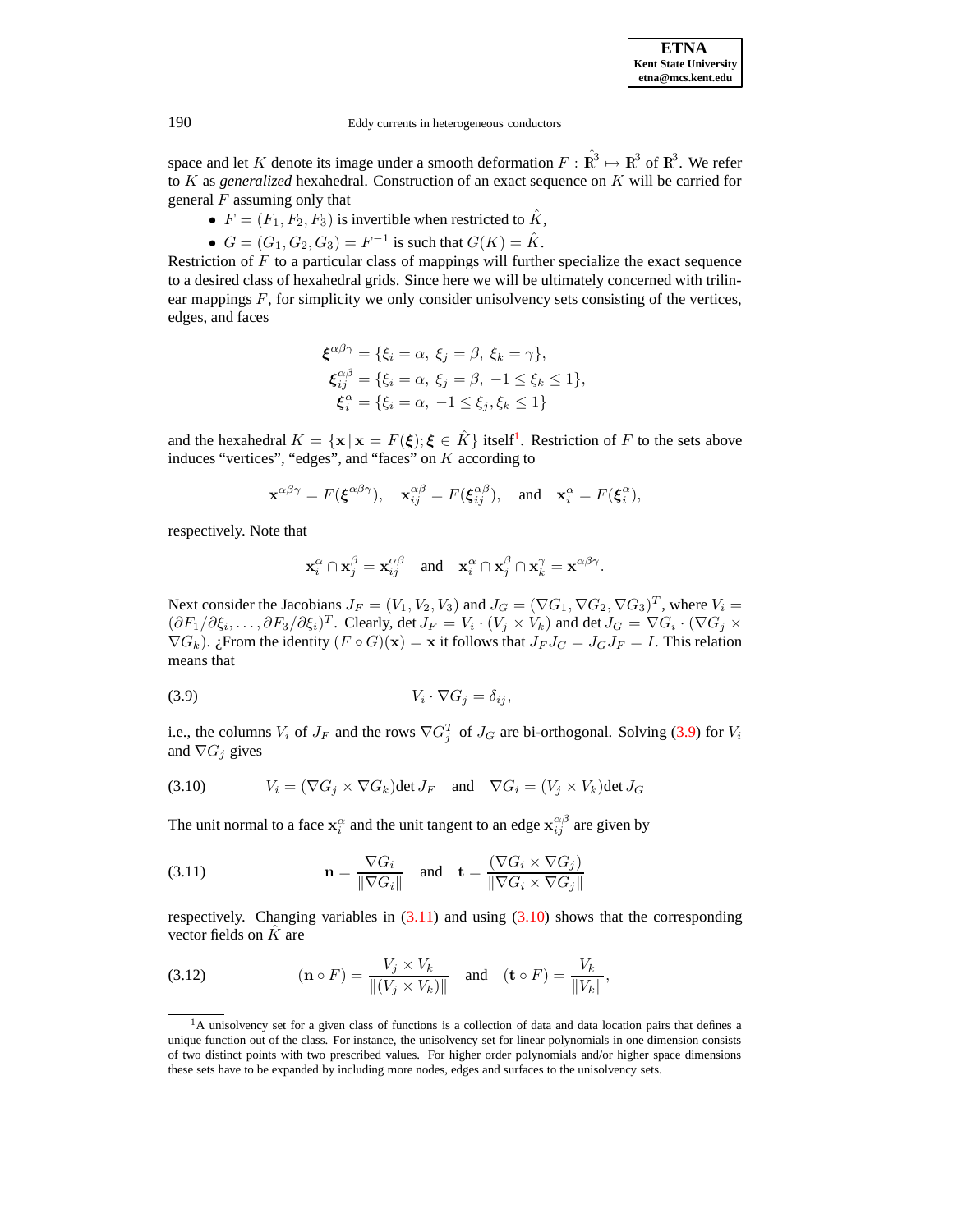space and let $K$ denote its image under a smooth deformation $F : \hat{\mathbf{R}}^3 \mapsto \mathbf{R}^3$ of $\mathbf{R}^3$. We refer to $K$ as *generalized* hexahedral. Construction of an exact sequence on $K$ will be carried for general $F$ assuming only that

- $F = (F_1, F_2, F_3)$ is invertible when restricted to $\hat{K}$,
- $G = (G_1, G_2, G_3) = F^{-1}$ is such that $G(K) = \hat{K}$.

Restriction of $F$ to a particular class of mappings will further specialize the exact sequence to a desired class of hexahedral grids. Since here we will be ultimately concerned with trilinear mappings $F$, for simplicity we only consider unisolvency sets consisting of the vertices, edges, and faces

$$
\begin{aligned}
\boldsymbol{\xi}^{\alpha\beta\gamma} &= \{\xi_i = \alpha,\ \xi_j = \beta,\ \xi_k = \gamma\},\\
\boldsymbol{\xi}^{\alpha\beta}_{ij} &= \{\xi_i = \alpha,\ \xi_j = \beta,\ -1 \le \xi_k \le 1\},\\
\boldsymbol{\xi}^{\alpha}_{i} &= \{\xi_i = \alpha,\ -1 \le \xi_j, \xi_k \le 1\}
\end{aligned}
$$

and the hexahedral $K = \{\mathbf{x} \,|\, \mathbf{x} = F(\boldsymbol{\xi}); \boldsymbol{\xi} \in \hat{K}\}$ itself[1]. Restriction of $F$ to the sets above induces "vertices", "edges", and "faces" on $K$ according to

$$
\mathbf{x}^{\alpha\beta\gamma} = F(\boldsymbol{\xi}^{\alpha\beta\gamma}), \quad \mathbf{x}^{\alpha\beta}_{ij} = F(\boldsymbol{\xi}^{\alpha\beta}_{ij}), \quad \text{and} \quad \mathbf{x}^{\alpha}_{i} = F(\boldsymbol{\xi}^{\alpha}_{i}),
$$

respectively. Note that

$$
\mathbf{x}^{\alpha}_{i} \cap \mathbf{x}^{\beta}_{j} = \mathbf{x}^{\alpha\beta}_{ij} \quad \text{and} \quad \mathbf{x}^{\alpha}_{i} \cap \mathbf{x}^{\beta}_{j} \cap \mathbf{x}^{\gamma}_{k} = \mathbf{x}^{\alpha\beta\gamma}.
$$

Next consider the Jacobians $J_F = (V_1, V_2, V_3)$ and $J_G = (\nabla G_1, \nabla G_2, \nabla G_3)^T$, where $V_i = (\partial F_1/\partial \xi_i, \ldots, \partial F_3/\partial \xi_i)^T$. Clearly, $\det J_F = V_i \cdot (V_j \times V_k)$ and $\det J_G = \nabla G_i \cdot (\nabla G_j \times \nabla G_k)$. ¿From the identity $(F \circ G)(\mathbf{x}) = \mathbf{x}$ it follows that $J_F J_G = J_G J_F = I$. This relation means that

$$
V_i \cdot \nabla G_j = \delta_{ij}, \tag{3.9}
$$

i.e., the columns $V_i$ of $J_F$ and the rows $\nabla G_j^T$ of $J_G$ are bi-orthogonal. Solving (3.9) for $V_i$ and $\nabla G_j$ gives

$$
V_i = (\nabla G_j \times \nabla G_k)\det J_F \quad \text{and} \quad \nabla G_i = (V_j \times V_k)\det J_G \tag{3.10}
$$

The unit normal to a face $\mathbf{x}^{\alpha}_{i}$ and the unit tangent to an edge $\mathbf{x}^{\alpha\beta}_{ij}$ are given by

$$
\mathbf{n} = \frac{\nabla G_i}{\|\nabla G_i\|} \quad \text{and} \quad \mathbf{t} = \frac{(\nabla G_i \times \nabla G_j)}{\|\nabla G_i \times \nabla G_j\|} \tag{3.11}
$$

respectively. Changing variables in (3.11) and using (3.10) shows that the corresponding vector fields on $\hat{K}$ are

$$
(\mathbf{n} \circ F) = \frac{V_j \times V_k}{\|(V_j \times V_k)\|} \quad \text{and} \quad (\mathbf{t} \circ F) = \frac{V_k}{\|V_k\|}, \tag{3.12}
$$

[1] A unisolvency set for a given class of functions is a collection of data and data location pairs that defines a unique function out of the class. For instance, the unisolvency set for linear polynomials in one dimension consists of two distinct points with two prescribed values. For higher order polynomials and/or higher space dimensions these sets have to be expanded by including more nodes, edges and surfaces to the unisolvency sets.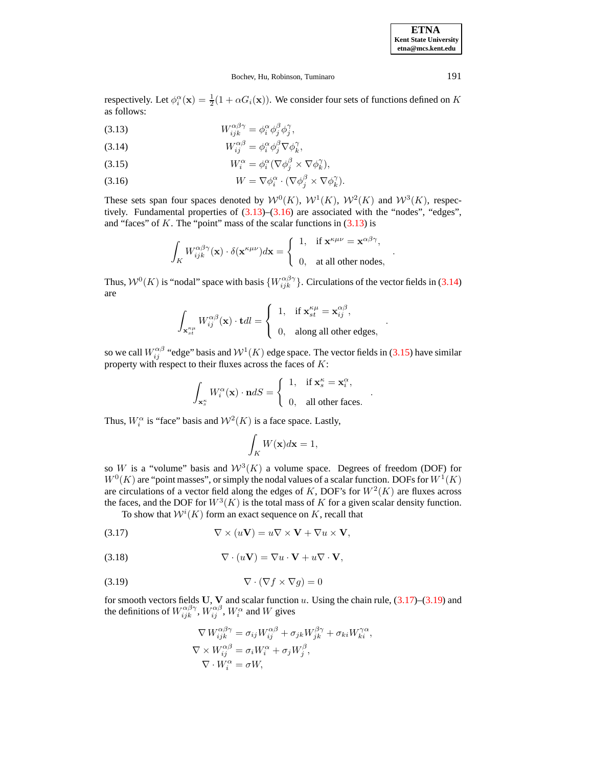respectively. Let $\phi_i^\alpha(\mathbf{x}) = \frac{1}{2}(1 + \alpha G_i(\mathbf{x}))$. We consider four sets of functions defined on $K$ as follows:

$$W_{ijk}^{\alpha\beta\gamma} = \phi_i^\alpha \phi_j^\beta \phi_j^\gamma, \tag{3.13}$$

$$W_{ij}^{\alpha\beta} = \phi_i^\alpha \phi_j^\beta \nabla \phi_k^\gamma, \tag{3.14}$$

$$W_i^\alpha = \phi_i^\alpha (\nabla \phi_j^\beta \times \nabla \phi_k^\gamma), \tag{3.15}$$

$$W = \nabla \phi_i^\alpha \cdot (\nabla \phi_j^\beta \times \nabla \phi_k^\gamma). \tag{3.16}$$

These sets span four spaces denoted by $\mathcal{W}^0(K)$, $\mathcal{W}^1(K)$, $\mathcal{W}^2(K)$ and $\mathcal{W}^3(K)$, respectively. Fundamental properties of (3.13)–(3.16) are associated with the "nodes", "edges", and "faces" of $K$. The "point" mass of the scalar functions in (3.13) is

$$\int_K W_{ijk}^{\alpha\beta\gamma}(\mathbf{x}) \cdot \delta(\mathbf{x}^{\kappa\mu\nu}) d\mathbf{x} = \begin{cases} 1, & \text{if } \mathbf{x}^{\kappa\mu\nu} = \mathbf{x}^{\alpha\beta\gamma}, \\ 0, & \text{at all other nodes}, \end{cases}.$$

Thus, $\mathcal{W}^0(K)$ is "nodal" space with basis $\{W_{ijk}^{\alpha\beta\gamma}\}$. Circulations of the vector fields in (3.14) are

$$\int_{\mathbf{x}_{st}^{\kappa\mu}} W_{ij}^{\alpha\beta}(\mathbf{x}) \cdot \mathbf{t} dl = \begin{cases} 1, & \text{if } \mathbf{x}_{st}^{\kappa\mu} = \mathbf{x}_{ij}^{\alpha\beta}, \\ 0, & \text{along all other edges}, \end{cases}.$$

so we call $W_{ij}^{\alpha\beta}$ "edge" basis and $\mathcal{W}^1(K)$ edge space. The vector fields in (3.15) have similar property with respect to their fluxes across the faces of $K$:

$$\int_{\mathbf{x}_s^\kappa} W_i^\alpha(\mathbf{x}) \cdot \mathbf{n} dS = \begin{cases} 1, & \text{if } \mathbf{x}_s^\kappa = \mathbf{x}_i^\alpha, \\ 0, & \text{all other faces}. \end{cases}.$$

Thus, $W_i^\alpha$ is "face" basis and $\mathcal{W}^2(K)$ is a face space. Lastly,

$$\int_K W(\mathbf{x}) d\mathbf{x} = 1,$$

so $W$ is a "volume" basis and $\mathcal{W}^3(K)$ a volume space. Degrees of freedom (DOF) for $W^0(K)$ are "point masses", or simply the nodal values of a scalar function. DOFs for $W^1(K)$ are circulations of a vector field along the edges of $K$, DOF's for $W^2(K)$ are fluxes across the faces, and the DOF for $W^3(K)$ is the total mass of $K$ for a given scalar density function.

To show that $\mathcal{W}^i(K)$ form an exact sequence on $K$, recall that

$$\nabla \times (u\mathbf{V}) = u\nabla \times \mathbf{V} + \nabla u \times \mathbf{V}, \tag{3.17}$$

$$\nabla \cdot (u\mathbf{V}) = \nabla u \cdot \mathbf{V} + u\nabla \cdot \mathbf{V}, \tag{3.18}$$

$$\nabla \cdot (\nabla f \times \nabla g) = 0 \tag{3.19}$$

for smooth vectors fields $\mathbf{U}$, $\mathbf{V}$ and scalar function $u$. Using the chain rule, (3.17)–(3.19) and the definitions of $W_{ijk}^{\alpha\beta\gamma}$, $W_{ij}^{\alpha\beta}$, $W_i^\alpha$ and $W$ gives

$$\begin{aligned}
\nabla W_{ijk}^{\alpha\beta\gamma} &= \sigma_{ij} W_{ij}^{\alpha\beta} + \sigma_{jk} W_{jk}^{\beta\gamma} + \sigma_{ki} W_{ki}^{\gamma\alpha}, \\
\nabla \times W_{ij}^{\alpha\beta} &= \sigma_i W_i^\alpha + \sigma_j W_j^\beta, \\
\nabla \cdot W_i^\alpha &= \sigma W,
\end{aligned}$$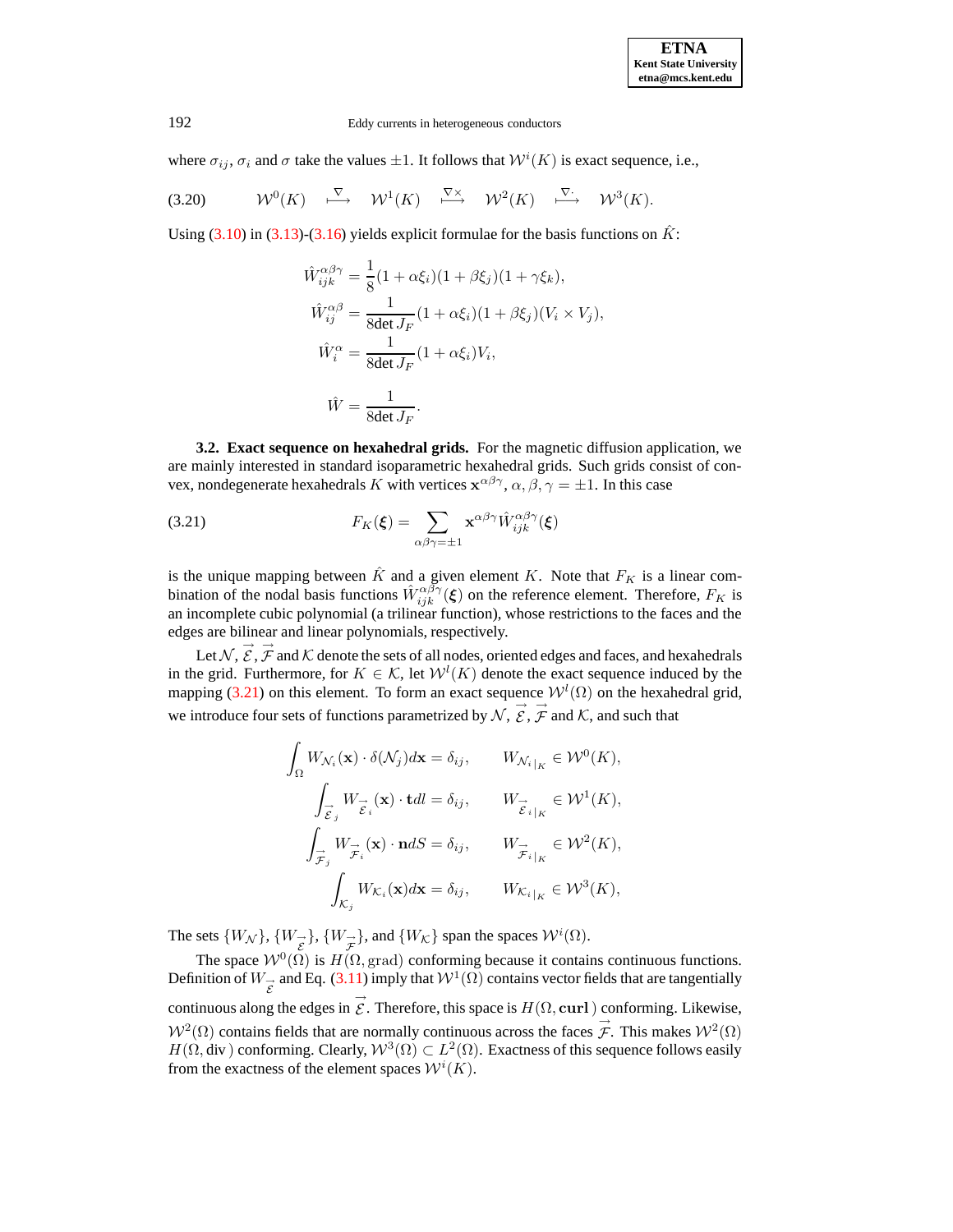where $\sigma_{ij}$, $\sigma_i$ and $\sigma$ take the values $\pm 1$. It follows that $\mathcal{W}^i(K)$ is exact sequence, i.e.,

$$
\mathcal{W}^0(K) \quad \stackrel{\nabla}{\longmapsto} \quad \mathcal{W}^1(K) \quad \stackrel{\nabla\times}{\longmapsto} \quad \mathcal{W}^2(K) \quad \stackrel{\nabla\cdot}{\longmapsto} \quad \mathcal{W}^3(K). \tag{3.20}
$$

Using (3.10) in (3.13)-(3.16) yields explicit formulae for the basis functions on $\hat{K}$:

$$
\begin{aligned}
\hat{W}_{ijk}^{\alpha\beta\gamma} &= \frac{1}{8}(1+\alpha\xi_i)(1+\beta\xi_j)(1+\gamma\xi_k), \\
\hat{W}_{ij}^{\alpha\beta} &= \frac{1}{8\det J_F}(1+\alpha\xi_i)(1+\beta\xi_j)(V_i \times V_j), \\
\hat{W}_{i}^{\alpha} &= \frac{1}{8\det J_F}(1+\alpha\xi_i)V_i, \\
\hat{W} &= \frac{1}{8\det J_F}.
\end{aligned}
$$

**3.2. Exact sequence on hexahedral grids.** For the magnetic diffusion application, we are mainly interested in standard isoparametric hexahedral grids. Such grids consist of convex, nondegenerate hexahedrals $K$ with vertices $\mathbf{x}^{\alpha\beta\gamma}$, $\alpha,\beta,\gamma = \pm 1$. In this case

$$
F_K(\boldsymbol{\xi}) = \sum_{\alpha\beta\gamma=\pm 1} \mathbf{x}^{\alpha\beta\gamma}\hat{W}_{ijk}^{\alpha\beta\gamma}(\boldsymbol{\xi}) \tag{3.21}
$$

is the unique mapping between $\hat{K}$ and a given element $K$. Note that $F_K$ is a linear combination of the nodal basis functions $\hat{W}_{ijk}^{\alpha\beta\gamma}(\boldsymbol{\xi})$ on the reference element. Therefore, $F_K$ is an incomplete cubic polynomial (a trilinear function), whose restrictions to the faces and the edges are bilinear and linear polynomials, respectively.

Let $\mathcal{N}$, $\vec{\mathcal{E}}$, $\vec{\mathcal{F}}$ and $\mathcal{K}$ denote the sets of all nodes, oriented edges and faces, and hexahedrals in the grid. Furthermore, for $K \in \mathcal{K}$, let $\mathcal{W}^l(K)$ denote the exact sequence induced by the mapping (3.21) on this element. To form an exact sequence $\mathcal{W}^l(\Omega)$ on the hexahedral grid, we introduce four sets of functions parametrized by $\mathcal{N}$, $\vec{\mathcal{E}}$, $\vec{\mathcal{F}}$ and $\mathcal{K}$, and such that

$$
\begin{aligned}
\int_\Omega W_{\mathcal{N}_i}(\mathbf{x})\cdot\delta(\mathcal{N}_j)d\mathbf{x} &= \delta_{ij}, \qquad W_{\mathcal{N}_i|_K} \in \mathcal{W}^0(K), \\
\int_{\vec{\mathcal{E}}_j} W_{\vec{\mathcal{E}}_i}(\mathbf{x})\cdot\mathbf{t}dl &= \delta_{ij}, \qquad W_{\vec{\mathcal{E}}_i|_K} \in \mathcal{W}^1(K), \\
\int_{\vec{\mathcal{F}}_j} W_{\vec{\mathcal{F}}_i}(\mathbf{x})\cdot\mathbf{n}dS &= \delta_{ij}, \qquad W_{\vec{\mathcal{F}}_i|_K} \in \mathcal{W}^2(K), \\
\int_{\mathcal{K}_j} W_{\mathcal{K}_i}(\mathbf{x})d\mathbf{x} &= \delta_{ij}, \qquad W_{\mathcal{K}_i|_K} \in \mathcal{W}^3(K),
\end{aligned}
$$

The sets $\{W_\mathcal{N}\}$, $\{W_{\vec{\mathcal{E}}}\}$, $\{W_{\vec{\mathcal{F}}}\}$, and $\{W_\mathcal{K}\}$ span the spaces $\mathcal{W}^i(\Omega)$.

The space $\mathcal{W}^0(\Omega)$ is $H(\Omega,\mathrm{grad})$ conforming because it contains continuous functions. Definition of $W_{\vec{\mathcal{E}}}$ and Eq. (3.11) imply that $\mathcal{W}^1(\Omega)$ contains vector fields that are tangentially continuous along the edges in $\vec{\mathcal{E}}$. Therefore, this space is $H(\Omega,\mathbf{curl})$ conforming. Likewise, $\mathcal{W}^2(\Omega)$ contains fields that are normally continuous across the faces $\vec{\mathcal{F}}$. This makes $\mathcal{W}^2(\Omega)$ $H(\Omega,\mathrm{div})$ conforming. Clearly, $\mathcal{W}^3(\Omega) \subset L^2(\Omega)$. Exactness of this sequence follows easily from the exactness of the element spaces $\mathcal{W}^i(K)$.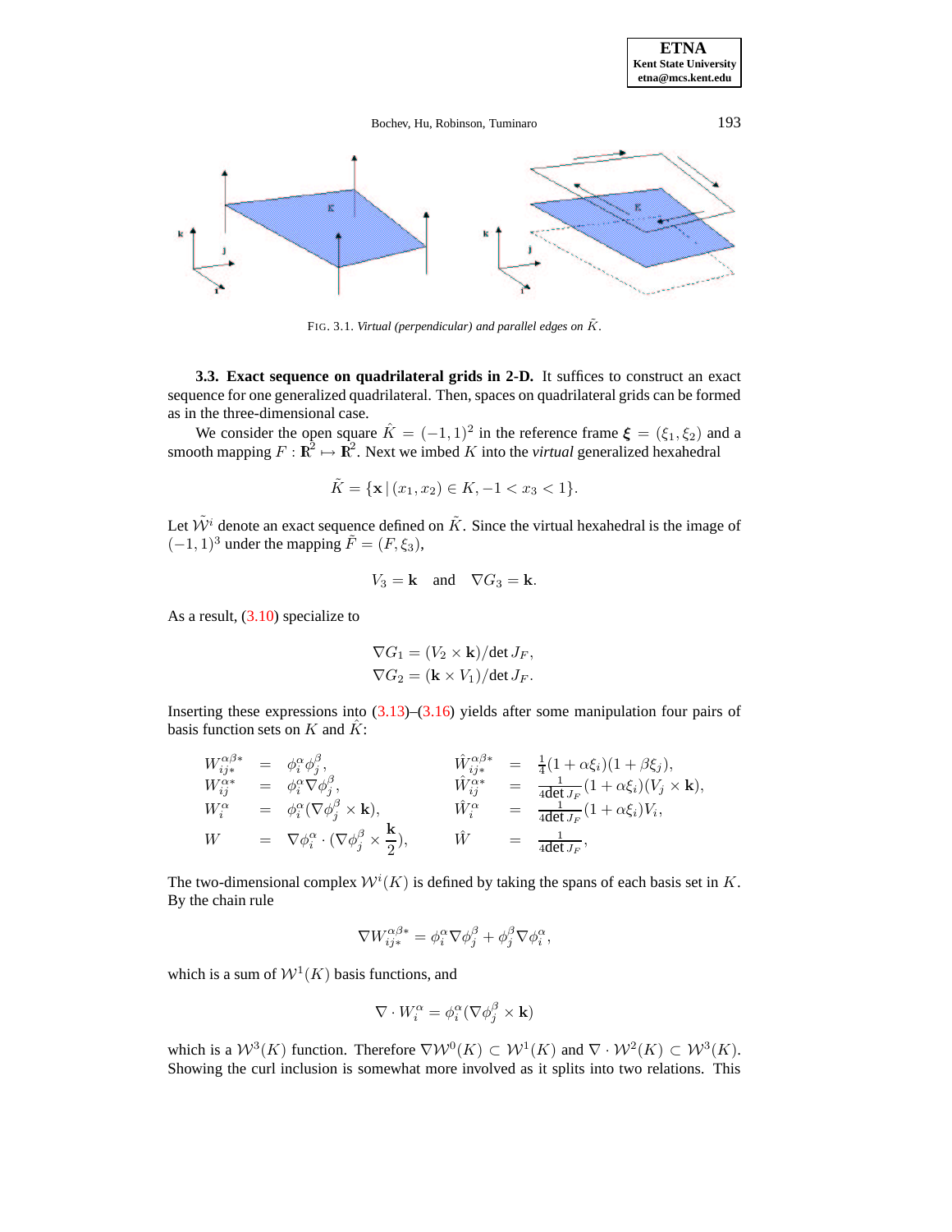FIG. 3.1. *Virtual (perpendicular) and parallel edges on* $\tilde{K}$.

**3.3. Exact sequence on quadrilateral grids in 2-D.** It suffices to construct an exact sequence for one generalized quadrilateral. Then, spaces on quadrilateral grids can be formed as in the three-dimensional case.

We consider the open square $\hat{K} = (-1,1)^2$ in the reference frame $\boldsymbol{\xi} = (\xi_1, \xi_2)$ and a smooth mapping $F : \mathbb{R}^2 \mapsto \mathbb{R}^2$. Next we imbed $K$ into the *virtual* generalized hexahedral

$$\tilde{K} = \{\mathbf{x} \,|\, (x_1, x_2) \in K, -1 < x_3 < 1\}.$$

Let $\tilde{\mathcal{W}}^i$ denote an exact sequence defined on $\tilde{K}$. Since the virtual hexahedral is the image of $(-1,1)^3$ under the mapping $\tilde{F} = (F, \xi_3)$,

$$V_3 = \mathbf{k} \quad \text{and} \quad \nabla G_3 = \mathbf{k}.$$

As a result, (3.10) specialize to

$$\nabla G_1 = (V_2 \times \mathbf{k})/\det J_F,$$
$$\nabla G_2 = (\mathbf{k} \times V_1)/\det J_F.$$

Inserting these expressions into (3.13)–(3.16) yields after some manipulation four pairs of basis function sets on $K$ and $\hat{K}$:

$$\begin{array}{rclrcl}
W^{\alpha\beta*}_{ij*} & = & \phi^\alpha_i \phi^\beta_j, & \hat{W}^{\alpha\beta*}_{ij*} & = & \frac{1}{4}(1+\alpha\xi_i)(1+\beta\xi_j), \\
W^{\alpha*}_{ij} & = & \phi^\alpha_i \nabla \phi^\beta_j, & \hat{W}^{\alpha*}_{ij} & = & \frac{1}{4\det J_F}(1+\alpha\xi_i)(V_j \times \mathbf{k}), \\
W^{\alpha}_{i} & = & \phi^\alpha_i (\nabla \phi^\beta_j \times \mathbf{k}), & \hat{W}^{\alpha}_{i} & = & \frac{1}{4\det J_F}(1+\alpha\xi_i)V_i, \\
W & = & \nabla \phi^\alpha_i \cdot (\nabla \phi^\beta_j \times \frac{\mathbf{k}}{2}), & \hat{W} & = & \frac{1}{4\det J_F},
\end{array}$$

The two-dimensional complex $\mathcal{W}^i(K)$ is defined by taking the spans of each basis set in $K$. By the chain rule

$$\nabla W^{\alpha\beta*}_{ij*} = \phi^\alpha_i \nabla \phi^\beta_j + \phi^\beta_j \nabla \phi^\alpha_i,$$

which is a sum of $\mathcal{W}^1(K)$ basis functions, and

$$\nabla \cdot W^\alpha_i = \phi^\alpha_i (\nabla \phi^\beta_j \times \mathbf{k})$$

which is a $\mathcal{W}^3(K)$ function. Therefore $\nabla \mathcal{W}^0(K) \subset \mathcal{W}^1(K)$ and $\nabla \cdot \mathcal{W}^2(K) \subset \mathcal{W}^3(K)$. Showing the curl inclusion is somewhat more involved as it splits into two relations. This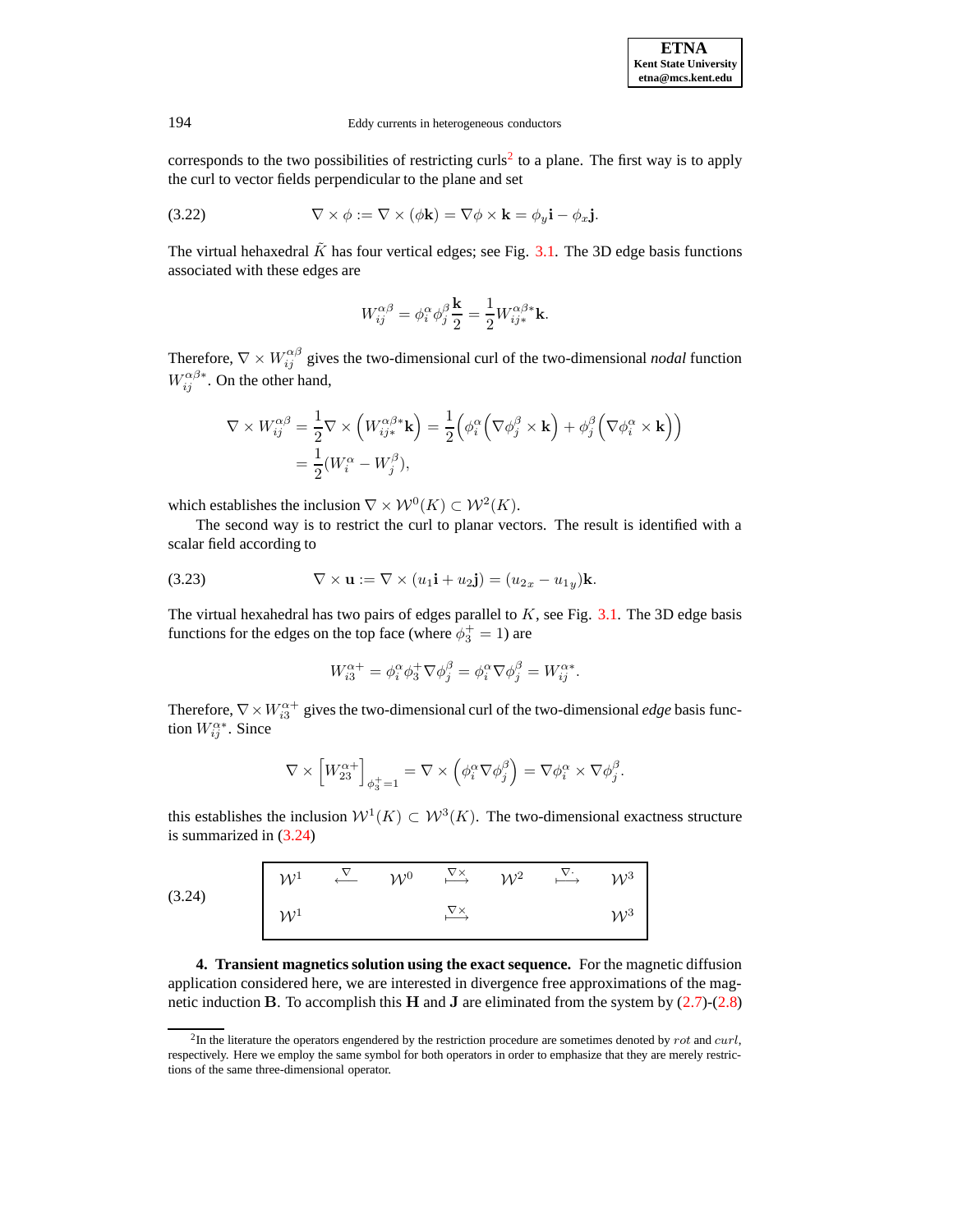corresponds to the two possibilities of restricting curls[2] to a plane. The first way is to apply the curl to vector fields perpendicular to the plane and set

$$\nabla \times \phi := \nabla \times (\phi \mathbf{k}) = \nabla \phi \times \mathbf{k} = \phi_y \mathbf{i} - \phi_x \mathbf{j}. \tag{3.22}$$

The virtual hehaxedral $\tilde{K}$ has four vertical edges; see Fig. 3.1. The 3D edge basis functions associated with these edges are

$$W_{ij}^{\alpha\beta} = \phi_i^\alpha \phi_j^\beta \frac{\mathbf{k}}{2} = \frac{1}{2} W_{ij*}^{\alpha\beta*} \mathbf{k}.$$

Therefore, $\nabla \times W_{ij}^{\alpha\beta}$ gives the two-dimensional curl of the two-dimensional *nodal* function $W_{ij}^{\alpha\beta*}$. On the other hand,

$$\begin{aligned}
\nabla \times W_{ij}^{\alpha\beta} &= \frac{1}{2} \nabla \times \left( W_{ij*}^{\alpha\beta*} \mathbf{k} \right) = \frac{1}{2} \Big( \phi_i^\alpha \left( \nabla \phi_j^\beta \times \mathbf{k} \right) + \phi_j^\beta \left( \nabla \phi_i^\alpha \times \mathbf{k} \right) \Big) \\
&= \frac{1}{2} (W_i^\alpha - W_j^\beta),
\end{aligned}$$

which establishes the inclusion $\nabla \times \mathcal{W}^0(K) \subset \mathcal{W}^2(K)$.

The second way is to restrict the curl to planar vectors. The result is identified with a scalar field according to

$$\nabla \times \mathbf{u} := \nabla \times (u_1 \mathbf{i} + u_2 \mathbf{j}) = (u_{2x} - u_{1y}) \mathbf{k}. \tag{3.23}$$

The virtual hexahedral has two pairs of edges parallel to $K$, see Fig. 3.1. The 3D edge basis functions for the edges on the top face (where $\phi_3^+ = 1$) are

$$W_{i3}^{\alpha+} = \phi_i^\alpha \phi_3^+ \nabla \phi_j^\beta = \phi_i^\alpha \nabla \phi_j^\beta = W_{ij}^{\alpha*}.$$

Therefore, $\nabla \times W_{i3}^{\alpha+}$ gives the two-dimensional curl of the two-dimensional *edge* basis function $W_{ij}^{\alpha*}$. Since

$$\nabla \times \left[ W_{23}^{\alpha+} \right]_{\phi_3^+ = 1} = \nabla \times \left( \phi_i^\alpha \nabla \phi_j^\beta \right) = \nabla \phi_i^\alpha \times \nabla \phi_j^\beta.$$

this establishes the inclusion $\mathcal{W}^1(K) \subset \mathcal{W}^3(K)$. The two-dimensional exactness structure is summarized in (3.24)

$$\begin{array}{ccccccc}
\mathcal{W}^1 & \overset{\nabla}{\longleftarrow} & \mathcal{W}^0 & \overset{\nabla\times}{\longmapsto} & \mathcal{W}^2 & \overset{\nabla\cdot}{\longmapsto} & \mathcal{W}^3 \\
\mathcal{W}^1 & & & \overset{\nabla\times}{\longmapsto} & & & \mathcal{W}^3
\end{array} \tag{3.24}$$

**4. Transient magnetics solution using the exact sequence.** For the magnetic diffusion application considered here, we are interested in divergence free approximations of the magnetic induction $\mathbf{B}$. To accomplish this $\mathbf{H}$ and $\mathbf{J}$ are eliminated from the system by (2.7)-(2.8)

[2] In the literature the operators engendered by the restriction procedure are sometimes denoted by $rot$ and $curl$, respectively. Here we employ the same symbol for both operators in order to emphasize that they are merely restrictions of the same three-dimensional operator.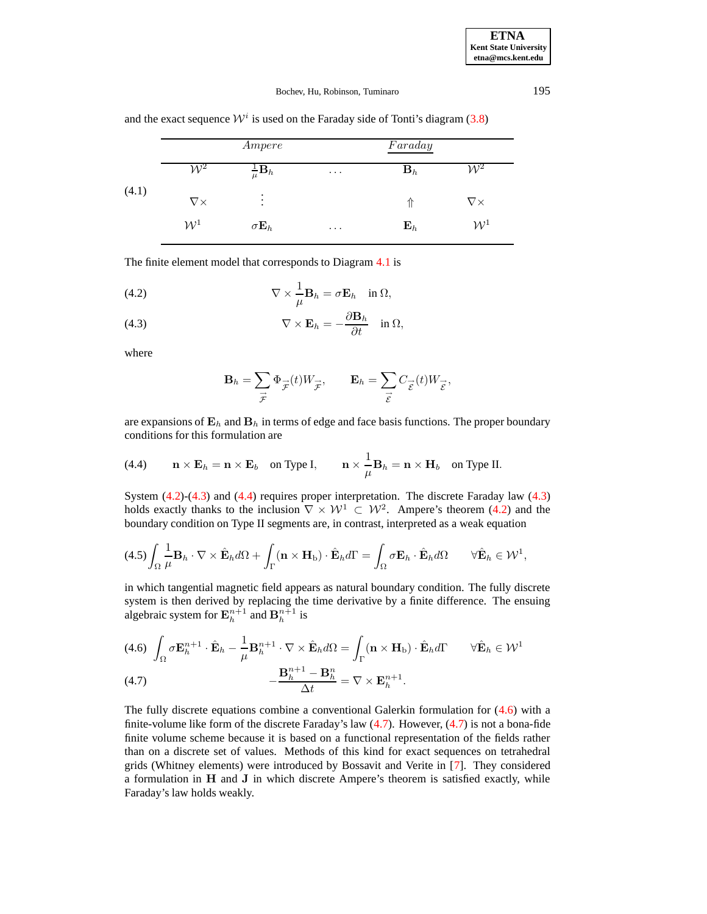and the exact sequence $\mathcal{W}^i$ is used on the Faraday side of Tonti's diagram (3.8)

(4.1)

| | *Ampere* | | *Faraday* | |
|---|---|---|---|---|
| $\mathcal{W}^2$ | $\frac{1}{\mu}\mathbf{B}_h$ | $\dots$ | $\mathbf{B}_h$ | $\mathcal{W}^2$ |
| $\nabla\times$ | $\vdots$ | | $\Uparrow$ | $\nabla\times$ |
| $\mathcal{W}^1$ | $\sigma\mathbf{E}_h$ | $\dots$ | $\mathbf{E}_h$ | $\mathcal{W}^1$ |

The finite element model that corresponds to Diagram 4.1 is

$$\nabla \times \frac{1}{\mu}\mathbf{B}_h = \sigma \mathbf{E}_h \quad \text{in } \Omega, \tag{4.2}$$

$$\nabla \times \mathbf{E}_h = -\frac{\partial \mathbf{B}_h}{\partial t} \quad \text{in } \Omega, \tag{4.3}$$

where

$$\mathbf{B}_h = \sum_{\vec{\mathcal{F}}} \Phi_{\vec{\mathcal{F}}}(t) W_{\vec{\mathcal{F}}}, \qquad \mathbf{E}_h = \sum_{\vec{\mathcal{E}}} C_{\vec{\mathcal{E}}}(t) W_{\vec{\mathcal{E}}},$$

are expansions of $\mathbf{E}_h$ and $\mathbf{B}_h$ in terms of edge and face basis functions. The proper boundary conditions for this formulation are

$$\mathbf{n} \times \mathbf{E}_h = \mathbf{n} \times \mathbf{E}_b \quad \text{on Type I}, \qquad \mathbf{n} \times \frac{1}{\mu}\mathbf{B}_h = \mathbf{n} \times \mathbf{H}_b \quad \text{on Type II}. \tag{4.4}$$

System (4.2)-(4.3) and (4.4) requires proper interpretation. The discrete Faraday law (4.3) holds exactly thanks to the inclusion $\nabla \times \mathcal{W}^1 \subset \mathcal{W}^2$. Ampere's theorem (4.2) and the boundary condition on Type II segments are, in contrast, interpreted as a weak equation

$$\int_\Omega \frac{1}{\mu}\mathbf{B}_h \cdot \nabla \times \hat{\mathbf{E}}_h d\Omega + \int_\Gamma (\mathbf{n} \times \mathbf{H}_\text{b}) \cdot \hat{\mathbf{E}}_h d\Gamma = \int_\Omega \sigma \mathbf{E}_h \cdot \hat{\mathbf{E}}_h d\Omega \qquad \forall \hat{\mathbf{E}}_h \in \mathcal{W}^1, \tag{4.5}$$

in which tangential magnetic field appears as natural boundary condition. The fully discrete system is then derived by replacing the time derivative by a finite difference. The ensuing algebraic system for $\mathbf{E}_h^{n+1}$ and $\mathbf{B}_h^{n+1}$ is

$$\int_\Omega \sigma \mathbf{E}_h^{n+1} \cdot \hat{\mathbf{E}}_h - \frac{1}{\mu}\mathbf{B}_h^{n+1} \cdot \nabla \times \hat{\mathbf{E}}_h d\Omega = \int_\Gamma (\mathbf{n} \times \mathbf{H}_\text{b}) \cdot \hat{\mathbf{E}}_h d\Gamma \qquad \forall \hat{\mathbf{E}}_h \in \mathcal{W}^1 \tag{4.6}$$

$$-\frac{\mathbf{B}_h^{n+1} - \mathbf{B}_h^n}{\Delta t} = \nabla \times \mathbf{E}_h^{n+1}. \tag{4.7}$$

The fully discrete equations combine a conventional Galerkin formulation for (4.6) with a finite-volume like form of the discrete Faraday's law (4.7). However, (4.7) is not a bona-fide finite volume scheme because it is based on a functional representation of the fields rather than on a discrete set of values. Methods of this kind for exact sequences on tetrahedral grids (Whitney elements) were introduced by Bossavit and Verite in [7]. They considered a formulation in $\mathbf{H}$ and $\mathbf{J}$ in which discrete Ampere's theorem is satisfied exactly, while Faraday's law holds weakly.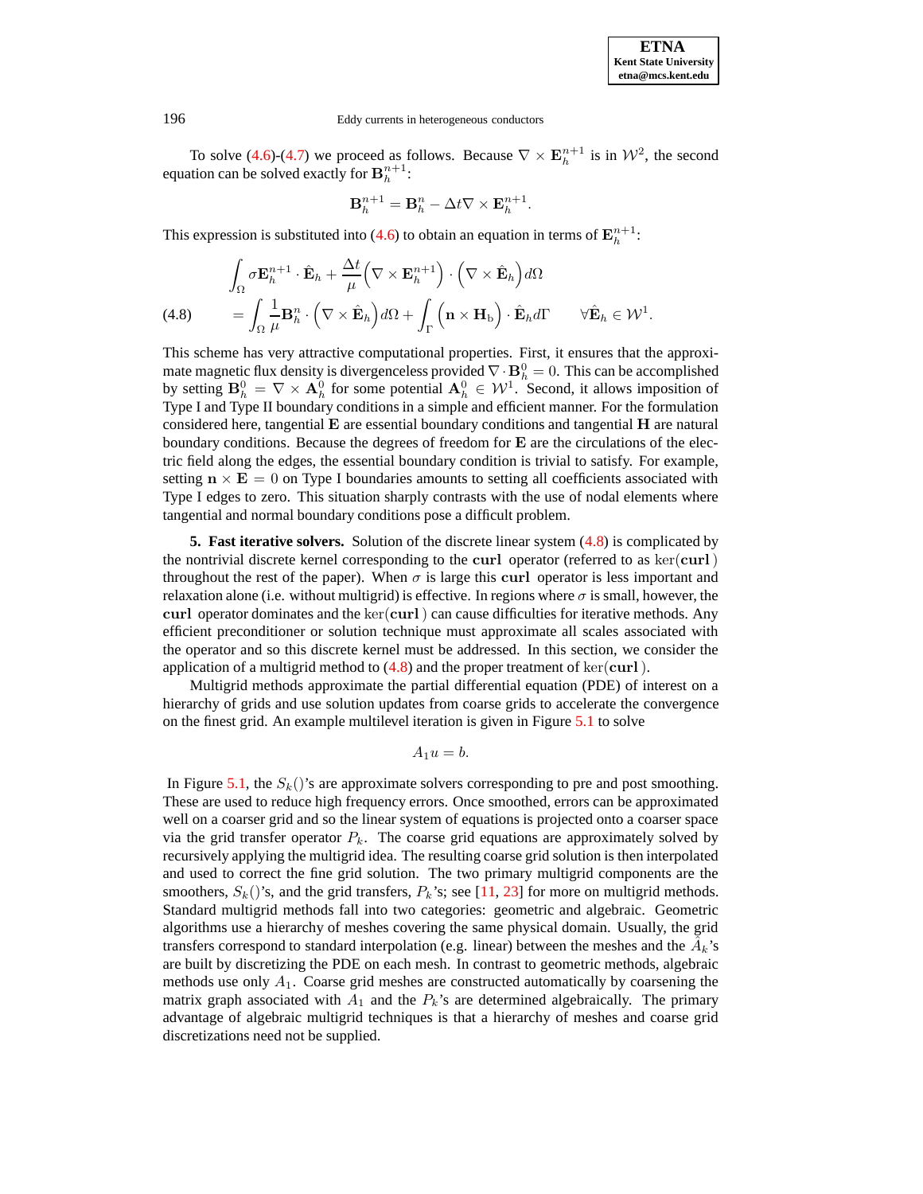To solve (4.6)-(4.7) we proceed as follows. Because $\nabla \times \mathbf{E}_h^{n+1}$ is in $\mathcal{W}^2$, the second equation can be solved exactly for $\mathbf{B}_h^{n+1}$:

$$\mathbf{B}_h^{n+1} = \mathbf{B}_h^n - \Delta t \nabla \times \mathbf{E}_h^{n+1}.$$

This expression is substituted into (4.6) to obtain an equation in terms of $\mathbf{E}_h^{n+1}$:

$$\begin{aligned} &\int_\Omega \sigma \mathbf{E}_h^{n+1} \cdot \hat{\mathbf{E}}_h + \frac{\Delta t}{\mu} \Big( \nabla \times \mathbf{E}_h^{n+1} \Big) \cdot \Big( \nabla \times \hat{\mathbf{E}}_h \Big) d\Omega \\ &= \int_\Omega \frac{1}{\mu} \mathbf{B}_h^n \cdot \Big( \nabla \times \hat{\mathbf{E}}_h \Big) d\Omega + \int_\Gamma \Big( \mathbf{n} \times \mathbf{H}_\mathrm{b} \Big) \cdot \hat{\mathbf{E}}_h d\Gamma \qquad \forall \hat{\mathbf{E}}_h \in \mathcal{W}^1. \end{aligned} \tag{4.8}$$

This scheme has very attractive computational properties. First, it ensures that the approximate magnetic flux density is divergenceless provided $\nabla \cdot \mathbf{B}_h^0 = 0$. This can be accomplished by setting $\mathbf{B}_h^0 = \nabla \times \mathbf{A}_h^0$ for some potential $\mathbf{A}_h^0 \in \mathcal{W}^1$. Second, it allows imposition of Type I and Type II boundary conditions in a simple and efficient manner. For the formulation considered here, tangential $\mathbf{E}$ are essential boundary conditions and tangential $\mathbf{H}$ are natural boundary conditions. Because the degrees of freedom for $\mathbf{E}$ are the circulations of the electric field along the edges, the essential boundary condition is trivial to satisfy. For example, setting $\mathbf{n} \times \mathbf{E} = 0$ on Type I boundaries amounts to setting all coefficients associated with Type I edges to zero. This situation sharply contrasts with the use of nodal elements where tangential and normal boundary conditions pose a difficult problem.

**5. Fast iterative solvers.** Solution of the discrete linear system (4.8) is complicated by the nontrivial discrete kernel corresponding to the **curl** operator (referred to as $\ker(\mathbf{curl})$ throughout the rest of the paper). When $\sigma$ is large this **curl** operator is less important and relaxation alone (i.e. without multigrid) is effective. In regions where $\sigma$ is small, however, the **curl** operator dominates and the $\ker(\mathbf{curl})$ can cause difficulties for iterative methods. Any efficient preconditioner or solution technique must approximate all scales associated with the operator and so this discrete kernel must be addressed. In this section, we consider the application of a multigrid method to (4.8) and the proper treatment of $\ker(\mathbf{curl})$.

Multigrid methods approximate the partial differential equation (PDE) of interest on a hierarchy of grids and use solution updates from coarse grids to accelerate the convergence on the finest grid. An example multilevel iteration is given in Figure 5.1 to solve

$$A_1 u = b.$$

In Figure 5.1, the $S_k()$'s are approximate solvers corresponding to pre and post smoothing. These are used to reduce high frequency errors. Once smoothed, errors can be approximated well on a coarser grid and so the linear system of equations is projected onto a coarser space via the grid transfer operator $P_k$. The coarse grid equations are approximately solved by recursively applying the multigrid idea. The resulting coarse grid solution is then interpolated and used to correct the fine grid solution. The two primary multigrid components are the smoothers, $S_k()$'s, and the grid transfers, $P_k$'s; see [11, 23] for more on multigrid methods. Standard multigrid methods fall into two categories: geometric and algebraic. Geometric algorithms use a hierarchy of meshes covering the same physical domain. Usually, the grid transfers correspond to standard interpolation (e.g. linear) between the meshes and the $\hat{A}_k$'s are built by discretizing the PDE on each mesh. In contrast to geometric methods, algebraic methods use only $A_1$. Coarse grid meshes are constructed automatically by coarsening the matrix graph associated with $A_1$ and the $P_k$'s are determined algebraically. The primary advantage of algebraic multigrid techniques is that a hierarchy of meshes and coarse grid discretizations need not be supplied.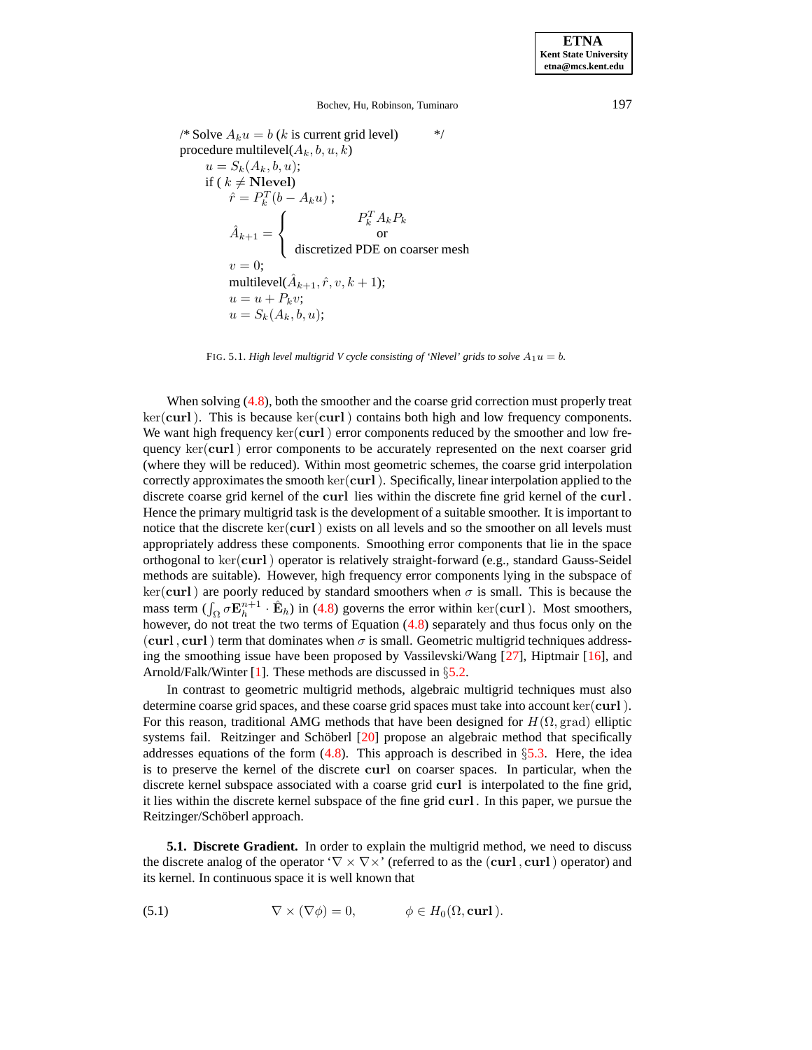```
/* Solve A_k u = b (k is current grid level)          */
procedure multilevel(A_k, b, u, k)
    u = S_k(A_k, b, u);
    if ( k ≠ Nlevel)
        r̂ = P_k^T (b − A_k u) ;
        Â_{k+1} = { P_k^T A_k P_k
                    or
                    discretized PDE on coarser mesh
        v = 0;
        multilevel(Â_{k+1}, r̂, v, k + 1);
        u = u + P_k v;
        u = S_k(A_k, b, u);
```

FIG. 5.1. *High level multigrid V cycle consisting of 'Nlevel' grids to solve $A_1 u = b$.*

When solving (4.8), both the smoother and the coarse grid correction must properly treat $\ker(\mathbf{curl}\,)$. This is because $\ker(\mathbf{curl}\,)$ contains both high and low frequency components. We want high frequency $\ker(\mathbf{curl}\,)$ error components reduced by the smoother and low frequency $\ker(\mathbf{curl}\,)$ error components to be accurately represented on the next coarser grid (where they will be reduced). Within most geometric schemes, the coarse grid interpolation correctly approximates the smooth $\ker(\mathbf{curl}\,)$. Specifically, linear interpolation applied to the discrete coarse grid kernel of the $\mathbf{curl}$ lies within the discrete fine grid kernel of the $\mathbf{curl}$. Hence the primary multigrid task is the development of a suitable smoother. It is important to notice that the discrete $\ker(\mathbf{curl}\,)$ exists on all levels and so the smoother on all levels must appropriately address these components. Smoothing error components that lie in the space orthogonal to $\ker(\mathbf{curl}\,)$ operator is relatively straight-forward (e.g., standard Gauss-Seidel methods are suitable). However, high frequency error components lying in the subspace of $\ker(\mathbf{curl}\,)$ are poorly reduced by standard smoothers when $\sigma$ is small. This is because the mass term ($\int_\Omega \sigma \mathbf{E}_h^{n+1} \cdot \hat{\mathbf{E}}_h$) in (4.8) governs the error within $\ker(\mathbf{curl}\,)$. Most smoothers, however, do not treat the two terms of Equation (4.8) separately and thus focus only on the $(\mathbf{curl}\,, \mathbf{curl}\,)$ term that dominates when $\sigma$ is small. Geometric multigrid techniques addressing the smoothing issue have been proposed by Vassilevski/Wang [27], Hiptmair [16], and Arnold/Falk/Winter [1]. These methods are discussed in §5.2.

In contrast to geometric multigrid methods, algebraic multigrid techniques must also determine coarse grid spaces, and these coarse grid spaces must take into account $\ker(\mathbf{curl}\,)$. For this reason, traditional AMG methods that have been designed for $H(\Omega, \mathrm{grad})$ elliptic systems fail. Reitzinger and Schöberl [20] propose an algebraic method that specifically addresses equations of the form (4.8). This approach is described in §5.3. Here, the idea is to preserve the kernel of the discrete $\mathbf{curl}$ on coarser spaces. In particular, when the discrete kernel subspace associated with a coarse grid $\mathbf{curl}$ is interpolated to the fine grid, it lies within the discrete kernel subspace of the fine grid $\mathbf{curl}$. In this paper, we pursue the Reitzinger/Schöberl approach.

**5.1. Discrete Gradient.** In order to explain the multigrid method, we need to discuss the discrete analog of the operator '$\nabla \times \nabla \times$' (referred to as the $(\mathbf{curl}\,, \mathbf{curl}\,)$ operator) and its kernel. In continuous space it is well known that

$$\nabla \times (\nabla \phi) = 0, \qquad \phi \in H_0(\Omega, \mathbf{curl}\,). \tag{5.1}$$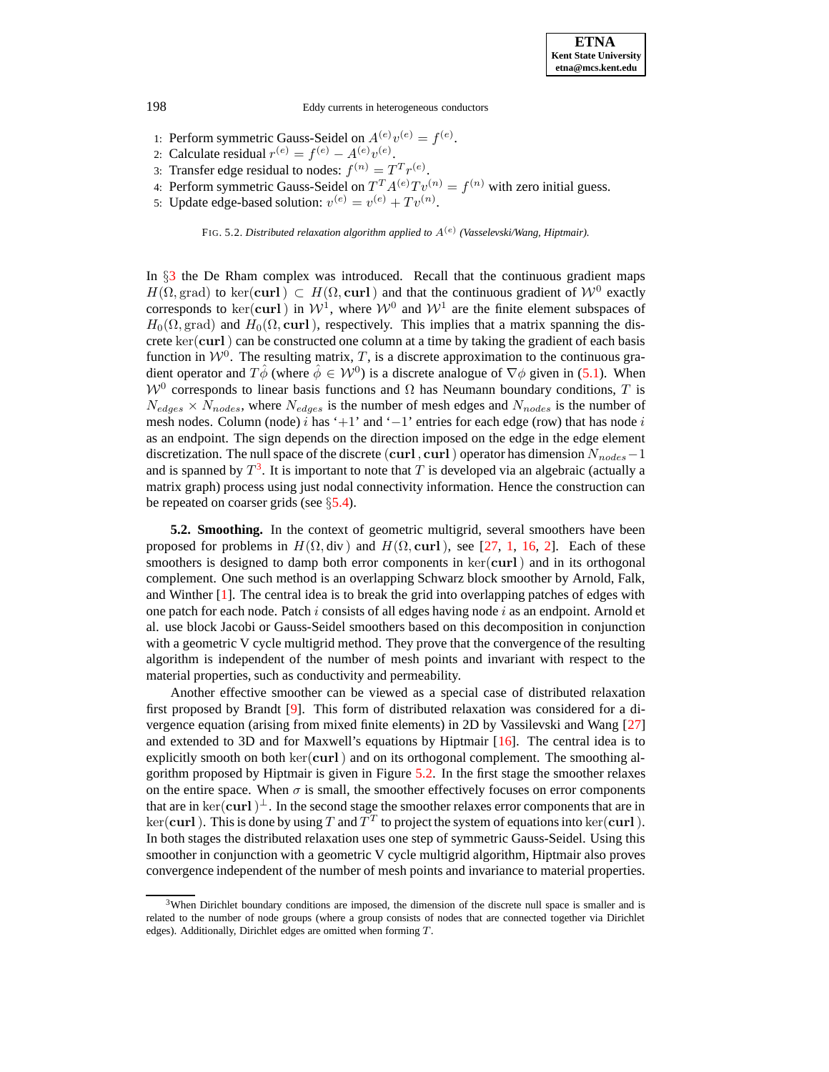1: Perform symmetric Gauss-Seidel on $A^{(e)}v^{(e)} = f^{(e)}$.
2: Calculate residual $r^{(e)} = f^{(e)} - A^{(e)}v^{(e)}$.
3: Transfer edge residual to nodes: $f^{(n)} = T^T r^{(e)}$.
4: Perform symmetric Gauss-Seidel on $T^T A^{(e)} T v^{(n)} = f^{(n)}$ with zero initial guess.
5: Update edge-based solution: $v^{(e)} = v^{(e)} + T v^{(n)}$.

FIG. 5.2. *Distributed relaxation algorithm applied to $A^{(e)}$ (Vasselevski/Wang, Hiptmair).*

In §3 the De Rham complex was introduced. Recall that the continuous gradient maps $H(\Omega, \text{grad})$ to $\ker(\mathbf{curl}) \subset H(\Omega, \mathbf{curl})$ and that the continuous gradient of $\mathcal{W}^0$ exactly corresponds to $\ker(\mathbf{curl})$ in $\mathcal{W}^1$, where $\mathcal{W}^0$ and $\mathcal{W}^1$ are the finite element subspaces of $H_0(\Omega, \text{grad})$ and $H_0(\Omega, \mathbf{curl})$, respectively. This implies that a matrix spanning the discrete $\ker(\mathbf{curl})$ can be constructed one column at a time by taking the gradient of each basis function in $\mathcal{W}^0$. The resulting matrix, $T$, is a discrete approximation to the continuous gradient operator and $T\hat{\phi}$ (where $\hat{\phi} \in \mathcal{W}^0$) is a discrete analogue of $\nabla\phi$ given in (5.1). When $\mathcal{W}^0$ corresponds to linear basis functions and $\Omega$ has Neumann boundary conditions, $T$ is $N_{edges} \times N_{nodes}$, where $N_{edges}$ is the number of mesh edges and $N_{nodes}$ is the number of mesh nodes. Column (node) $i$ has '$+1$' and '$-1$' entries for each edge (row) that has node $i$ as an endpoint. The sign depends on the direction imposed on the edge in the edge element discretization. The null space of the discrete $(\mathbf{curl}, \mathbf{curl})$ operator has dimension $N_{nodes} - 1$ and is spanned by $T$[3]. It is important to note that $T$ is developed via an algebraic (actually a matrix graph) process using just nodal connectivity information. Hence the construction can be repeated on coarser grids (see §5.4).

**5.2. Smoothing.** In the context of geometric multigrid, several smoothers have been proposed for problems in $H(\Omega, \text{div})$ and $H(\Omega, \mathbf{curl})$, see [27, 1, 16, 2]. Each of these smoothers is designed to damp both error components in $\ker(\mathbf{curl})$ and in its orthogonal complement. One such method is an overlapping Schwarz block smoother by Arnold, Falk, and Winther [1]. The central idea is to break the grid into overlapping patches of edges with one patch for each node. Patch $i$ consists of all edges having node $i$ as an endpoint. Arnold et al. use block Jacobi or Gauss-Seidel smoothers based on this decomposition in conjunction with a geometric V cycle multigrid method. They prove that the convergence of the resulting algorithm is independent of the number of mesh points and invariant with respect to the material properties, such as conductivity and permeability.

Another effective smoother can be viewed as a special case of distributed relaxation first proposed by Brandt [9]. This form of distributed relaxation was considered for a divergence equation (arising from mixed finite elements) in 2D by Vassilevski and Wang [27] and extended to 3D and for Maxwell's equations by Hiptmair [16]. The central idea is to explicitly smooth on both $\ker(\mathbf{curl})$ and on its orthogonal complement. The smoothing algorithm proposed by Hiptmair is given in Figure 5.2. In the first stage the smoother relaxes on the entire space. When $\sigma$ is small, the smoother effectively focuses on error components that are in $\ker(\mathbf{curl})^{\perp}$. In the second stage the smoother relaxes error components that are in $\ker(\mathbf{curl})$. This is done by using $T$ and $T^T$ to project the system of equations into $\ker(\mathbf{curl})$. In both stages the distributed relaxation uses one step of symmetric Gauss-Seidel. Using this smoother in conjunction with a geometric V cycle multigrid algorithm, Hiptmair also proves convergence independent of the number of mesh points and invariance to material properties.

[3] When Dirichlet boundary conditions are imposed, the dimension of the discrete null space is smaller and is related to the number of node groups (where a group consists of nodes that are connected together via Dirichlet edges). Additionally, Dirichlet edges are omitted when forming $T$.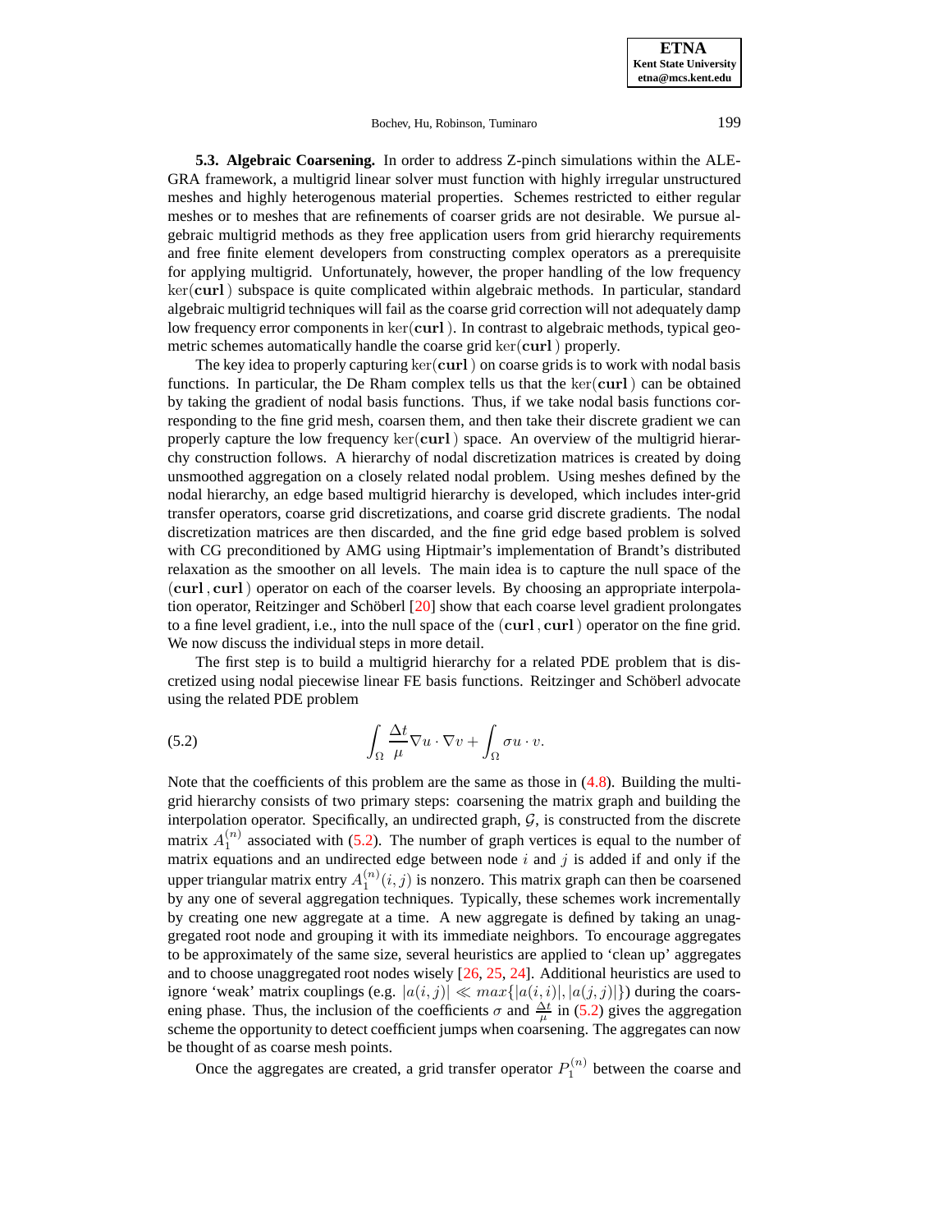**5.3. Algebraic Coarsening.** In order to address Z-pinch simulations within the ALEGRA framework, a multigrid linear solver must function with highly irregular unstructured meshes and highly heterogenous material properties. Schemes restricted to either regular meshes or to meshes that are refinements of coarser grids are not desirable. We pursue algebraic multigrid methods as they free application users from grid hierarchy requirements and free finite element developers from constructing complex operators as a prerequisite for applying multigrid. Unfortunately, however, the proper handling of the low frequency $\ker(\mathbf{curl})$ subspace is quite complicated within algebraic methods. In particular, standard algebraic multigrid techniques will fail as the coarse grid correction will not adequately damp low frequency error components in $\ker(\mathbf{curl})$. In contrast to algebraic methods, typical geometric schemes automatically handle the coarse grid $\ker(\mathbf{curl})$ properly.

The key idea to properly capturing $\ker(\mathbf{curl})$ on coarse grids is to work with nodal basis functions. In particular, the De Rham complex tells us that the $\ker(\mathbf{curl})$ can be obtained by taking the gradient of nodal basis functions. Thus, if we take nodal basis functions corresponding to the fine grid mesh, coarsen them, and then take their discrete gradient we can properly capture the low frequency $\ker(\mathbf{curl})$ space. An overview of the multigrid hierarchy construction follows. A hierarchy of nodal discretization matrices is created by doing unsmoothed aggregation on a closely related nodal problem. Using meshes defined by the nodal hierarchy, an edge based multigrid hierarchy is developed, which includes inter-grid transfer operators, coarse grid discretizations, and coarse grid discrete gradients. The nodal discretization matrices are then discarded, and the fine grid edge based problem is solved with CG preconditioned by AMG using Hiptmair's implementation of Brandt's distributed relaxation as the smoother on all levels. The main idea is to capture the null space of the $(\mathbf{curl}\,, \mathbf{curl}\,)$ operator on each of the coarser levels. By choosing an appropriate interpolation operator, Reitzinger and Schöberl [20] show that each coarse level gradient prolongates to a fine level gradient, i.e., into the null space of the $(\mathbf{curl}\,, \mathbf{curl}\,)$ operator on the fine grid. We now discuss the individual steps in more detail.

The first step is to build a multigrid hierarchy for a related PDE problem that is discretized using nodal piecewise linear FE basis functions. Reitzinger and Schöberl advocate using the related PDE problem

$$\int_\Omega \frac{\Delta t}{\mu} \nabla u \cdot \nabla v + \int_\Omega \sigma u \cdot v. \tag{5.2}$$

Note that the coefficients of this problem are the same as those in (4.8). Building the multigrid hierarchy consists of two primary steps: coarsening the matrix graph and building the interpolation operator. Specifically, an undirected graph, $\mathcal{G}$, is constructed from the discrete matrix $A_1^{(n)}$ associated with (5.2). The number of graph vertices is equal to the number of matrix equations and an undirected edge between node $i$ and $j$ is added if and only if the upper triangular matrix entry $A_1^{(n)}(i,j)$ is nonzero. This matrix graph can then be coarsened by any one of several aggregation techniques. Typically, these schemes work incrementally by creating one new aggregate at a time. A new aggregate is defined by taking an unaggregated root node and grouping it with its immediate neighbors. To encourage aggregates to be approximately of the same size, several heuristics are applied to 'clean up' aggregates and to choose unaggregated root nodes wisely [26, 25, 24]. Additional heuristics are used to ignore 'weak' matrix couplings (e.g. $|a(i,j)| \ll max\{|a(i,i)|, |a(j,j)|\}$) during the coarsening phase. Thus, the inclusion of the coefficients $\sigma$ and $\frac{\Delta t}{\mu}$ in (5.2) gives the aggregation scheme the opportunity to detect coefficient jumps when coarsening. The aggregates can now be thought of as coarse mesh points.

Once the aggregates are created, a grid transfer operator $P_1^{(n)}$ between the coarse and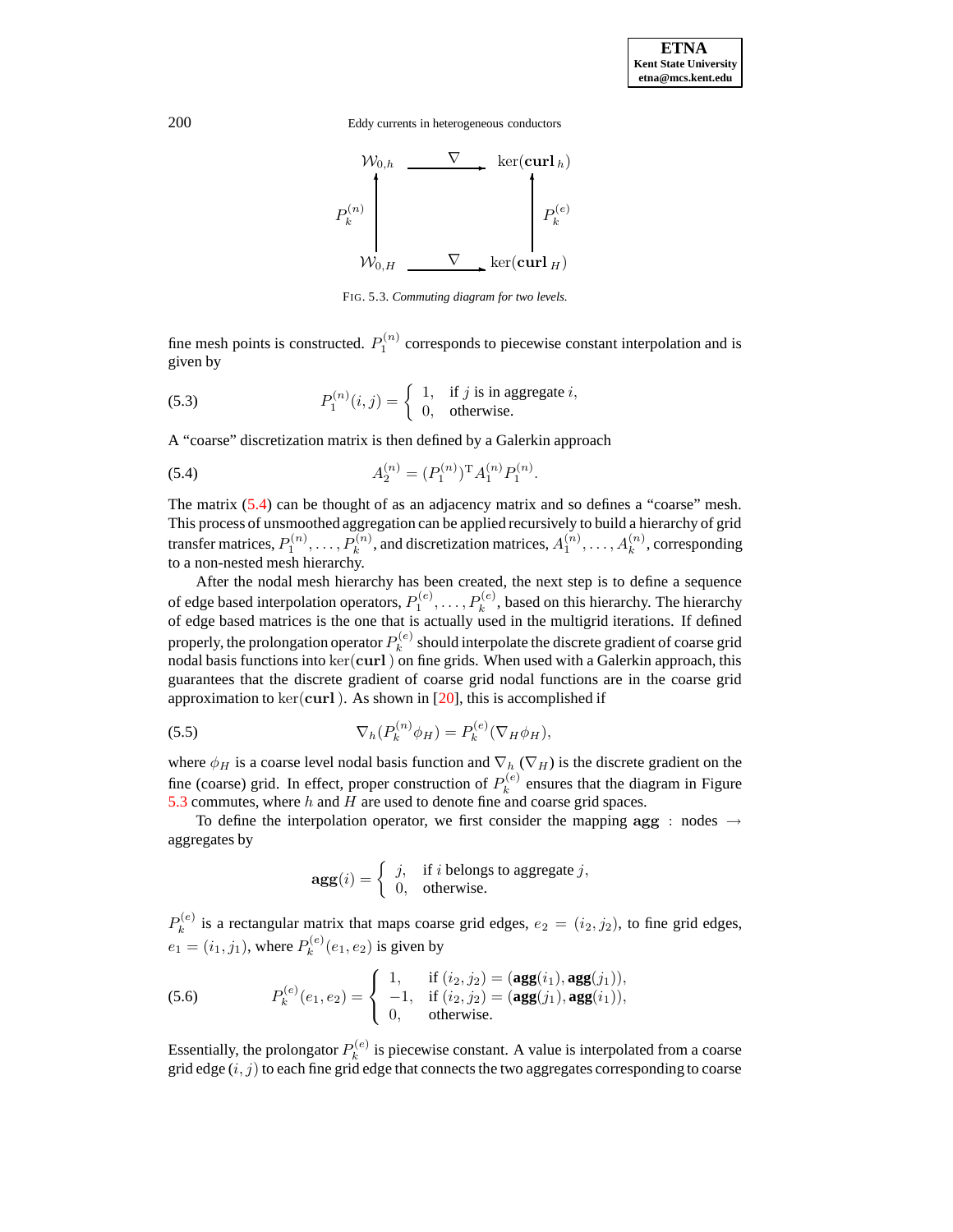$$
\begin{array}{ccc}
\mathcal{W}_{0,h} & \xrightarrow{\quad \nabla \quad} & \ker(\mathbf{curl}_h) \\
\uparrow P_k^{(n)} & & \uparrow P_k^{(e)} \\
\mathcal{W}_{0,H} & \xrightarrow{\quad \nabla \quad} & \ker(\mathbf{curl}_H)
\end{array}
$$

FIG. 5.3. *Commuting diagram for two levels.*

fine mesh points is constructed. $P_1^{(n)}$ corresponds to piecewise constant interpolation and is given by

$$
P_1^{(n)}(i,j) = \begin{cases} 1, & \text{if } j \text{ is in aggregate } i, \\ 0, & \text{otherwise.} \end{cases} \tag{5.3}
$$

A "coarse" discretization matrix is then defined by a Galerkin approach

$$
A_2^{(n)} = (P_1^{(n)})^{\mathrm{T}} A_1^{(n)} P_1^{(n)}. \tag{5.4}
$$

The matrix (5.4) can be thought of as an adjacency matrix and so defines a "coarse" mesh. This process of unsmoothed aggregation can be applied recursively to build a hierarchy of grid transfer matrices, $P_1^{(n)}, \ldots, P_k^{(n)}$, and discretization matrices, $A_1^{(n)}, \ldots, A_k^{(n)}$, corresponding to a non-nested mesh hierarchy.

After the nodal mesh hierarchy has been created, the next step is to define a sequence of edge based interpolation operators, $P_1^{(e)}, \ldots, P_k^{(e)}$, based on this hierarchy. The hierarchy of edge based matrices is the one that is actually used in the multigrid iterations. If defined properly, the prolongation operator $P_k^{(e)}$ should interpolate the discrete gradient of coarse grid nodal basis functions into $\ker(\mathbf{curl}\,)$ on fine grids. When used with a Galerkin approach, this guarantees that the discrete gradient of coarse grid nodal functions are in the coarse grid approximation to $\ker(\mathbf{curl}\,)$. As shown in [20], this is accomplished if

$$
\nabla_h(P_k^{(n)} \phi_H) = P_k^{(e)}(\nabla_H \phi_H), \tag{5.5}
$$

where $\phi_H$ is a coarse level nodal basis function and $\nabla_h$ ($\nabla_H$) is the discrete gradient on the fine (coarse) grid. In effect, proper construction of $P_k^{(e)}$ ensures that the diagram in Figure 5.3 commutes, where $h$ and $H$ are used to denote fine and coarse grid spaces.

To define the interpolation operator, we first consider the mapping $\mathbf{agg}$ : nodes $\rightarrow$ aggregates by

$$
\mathbf{agg}(i) = \begin{cases} j, & \text{if } i \text{ belongs to aggregate } j, \\ 0, & \text{otherwise.} \end{cases}
$$

$P_k^{(e)}$ is a rectangular matrix that maps coarse grid edges, $e_2 = (i_2, j_2)$, to fine grid edges, $e_1 = (i_1, j_1)$, where $P_k^{(e)}(e_1, e_2)$ is given by

$$
P_k^{(e)}(e_1, e_2) = \begin{cases} 1, & \text{if } (i_2, j_2) = (\mathbf{agg}(i_1), \mathbf{agg}(j_1)), \\ -1, & \text{if } (i_2, j_2) = (\mathbf{agg}(j_1), \mathbf{agg}(i_1)), \\ 0, & \text{otherwise.} \end{cases} \tag{5.6}
$$

Essentially, the prolongator $P_k^{(e)}$ is piecewise constant. A value is interpolated from a coarse grid edge $(i, j)$ to each fine grid edge that connects the two aggregates corresponding to coarse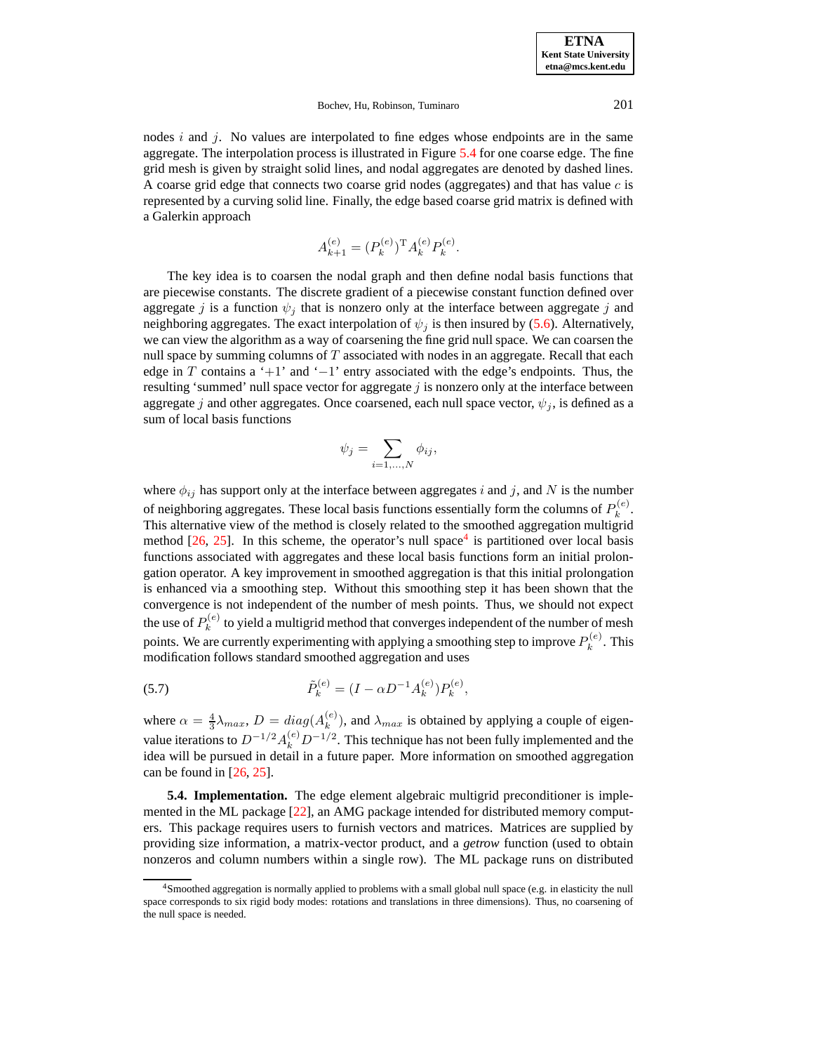nodes $i$ and $j$. No values are interpolated to fine edges whose endpoints are in the same aggregate. The interpolation process is illustrated in Figure 5.4 for one coarse edge. The fine grid mesh is given by straight solid lines, and nodal aggregates are denoted by dashed lines. A coarse grid edge that connects two coarse grid nodes (aggregates) and that has value $c$ is represented by a curving solid line. Finally, the edge based coarse grid matrix is defined with a Galerkin approach

$$A_{k+1}^{(e)} = (P_k^{(e)})^{\mathrm{T}} A_k^{(e)} P_k^{(e)}.$$

The key idea is to coarsen the nodal graph and then define nodal basis functions that are piecewise constants. The discrete gradient of a piecewise constant function defined over aggregate $j$ is a function $\psi_j$ that is nonzero only at the interface between aggregate $j$ and neighboring aggregates. The exact interpolation of $\psi_j$ is then insured by (5.6). Alternatively, we can view the algorithm as a way of coarsening the fine grid null space. We can coarsen the null space by summing columns of $T$ associated with nodes in an aggregate. Recall that each edge in $T$ contains a '$+1$' and '$-1$' entry associated with the edge's endpoints. Thus, the resulting 'summed' null space vector for aggregate $j$ is nonzero only at the interface between aggregate $j$ and other aggregates. Once coarsened, each null space vector, $\psi_j$, is defined as a sum of local basis functions

$$\psi_j = \sum_{i=1,\ldots,N} \phi_{ij},$$

where $\phi_{ij}$ has support only at the interface between aggregates $i$ and $j$, and $N$ is the number of neighboring aggregates. These local basis functions essentially form the columns of $P_k^{(e)}$. This alternative view of the method is closely related to the smoothed aggregation multigrid method [26, 25]. In this scheme, the operator's null space[4] is partitioned over local basis functions associated with aggregates and these local basis functions form an initial prolongation operator. A key improvement in smoothed aggregation is that this initial prolongation is enhanced via a smoothing step. Without this smoothing step it has been shown that the convergence is not independent of the number of mesh points. Thus, we should not expect the use of $P_k^{(e)}$ to yield a multigrid method that converges independent of the number of mesh points. We are currently experimenting with applying a smoothing step to improve $P_k^{(e)}$. This modification follows standard smoothed aggregation and uses

$$\tilde{P}_k^{(e)} = (I - \alpha D^{-1} A_k^{(e)}) P_k^{(e)}, \tag{5.7}$$

where $\alpha = \frac{4}{3}\lambda_{max}$, $D = diag(A_k^{(e)})$, and $\lambda_{max}$ is obtained by applying a couple of eigenvalue iterations to $D^{-1/2} A_k^{(e)} D^{-1/2}$. This technique has not been fully implemented and the idea will be pursued in detail in a future paper. More information on smoothed aggregation can be found in [26, 25].

**5.4. Implementation.** The edge element algebraic multigrid preconditioner is implemented in the ML package [22], an AMG package intended for distributed memory computers. This package requires users to furnish vectors and matrices. Matrices are supplied by providing size information, a matrix-vector product, and a *getrow* function (used to obtain nonzeros and column numbers within a single row). The ML package runs on distributed

[4] Smoothed aggregation is normally applied to problems with a small global null space (e.g. in elasticity the null space corresponds to six rigid body modes: rotations and translations in three dimensions). Thus, no coarsening of the null space is needed.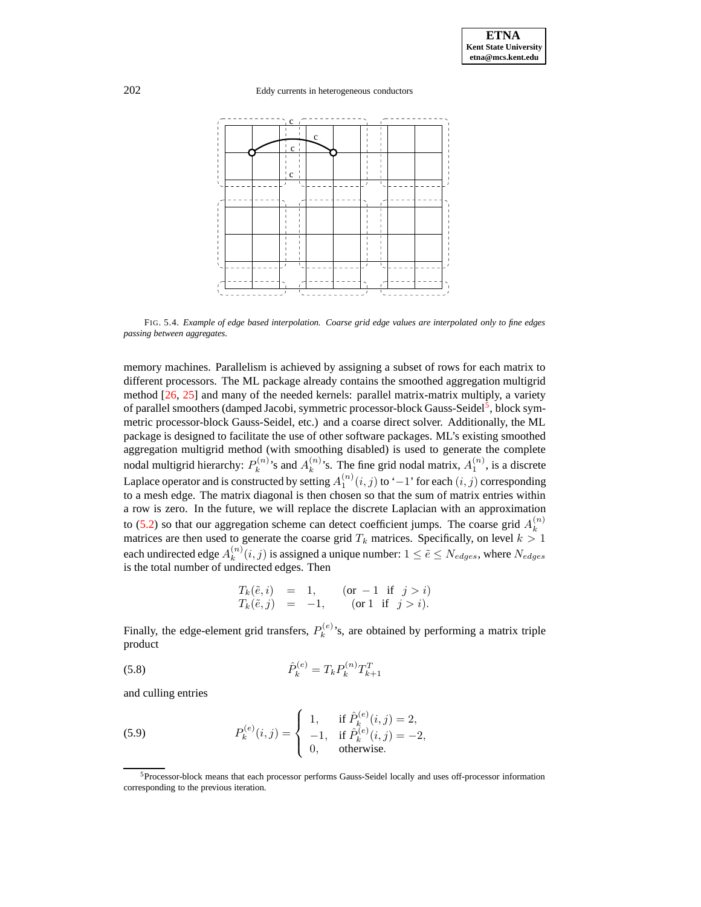FIG. 5.4. *Example of edge based interpolation. Coarse grid edge values are interpolated only to fine edges passing between aggregates.*

memory machines. Parallelism is achieved by assigning a subset of rows for each matrix to different processors. The ML package already contains the smoothed aggregation multigrid method [26, 25] and many of the needed kernels: parallel matrix-matrix multiply, a variety of parallel smoothers (damped Jacobi, symmetric processor-block Gauss-Seidel[5], block symmetric processor-block Gauss-Seidel, etc.) and a coarse direct solver. Additionally, the ML package is designed to facilitate the use of other software packages. ML's existing smoothed aggregation multigrid method (with smoothing disabled) is used to generate the complete nodal multigrid hierarchy: $P_k^{(n)}$'s and $A_k^{(n)}$'s. The fine grid nodal matrix, $A_1^{(n)}$, is a discrete Laplace operator and is constructed by setting $A_1^{(n)}(i,j)$ to '$-1$' for each $(i,j)$ corresponding to a mesh edge. The matrix diagonal is then chosen so that the sum of matrix entries within a row is zero. In the future, we will replace the discrete Laplacian with an approximation to (5.2) so that our aggregation scheme can detect coefficient jumps. The coarse grid $A_k^{(n)}$ matrices are then used to generate the coarse grid $T_k$ matrices. Specifically, on level $k > 1$ each undirected edge $A_k^{(n)}(i,j)$ is assigned a unique number: $1 \le \tilde{e} \le N_{edges}$, where $N_{edges}$ is the total number of undirected edges. Then

$$
\begin{array}{rcll}
T_k(\tilde{e}, i) & = & 1, & (\text{or } -1 \text{ if } j > i) \\
T_k(\tilde{e}, j) & = & -1, & (\text{or } 1 \text{ if } j > i).
\end{array}
$$

Finally, the edge-element grid transfers, $P_k^{(e)}$'s, are obtained by performing a matrix triple product

$$
\hat{P}_k^{(e)} = T_k P_k^{(n)} T_{k+1}^T \tag{5.8}
$$

and culling entries

$$
P_k^{(e)}(i,j) = \begin{cases} 1, & \text{if } \hat{P}_k^{(e)}(i,j) = 2, \\ -1, & \text{if } \hat{P}_k^{(e)}(i,j) = -2, \\ 0, & \text{otherwise}. \end{cases} \tag{5.9}
$$

[5] Processor-block means that each processor performs Gauss-Seidel locally and uses off-processor information corresponding to the previous iteration.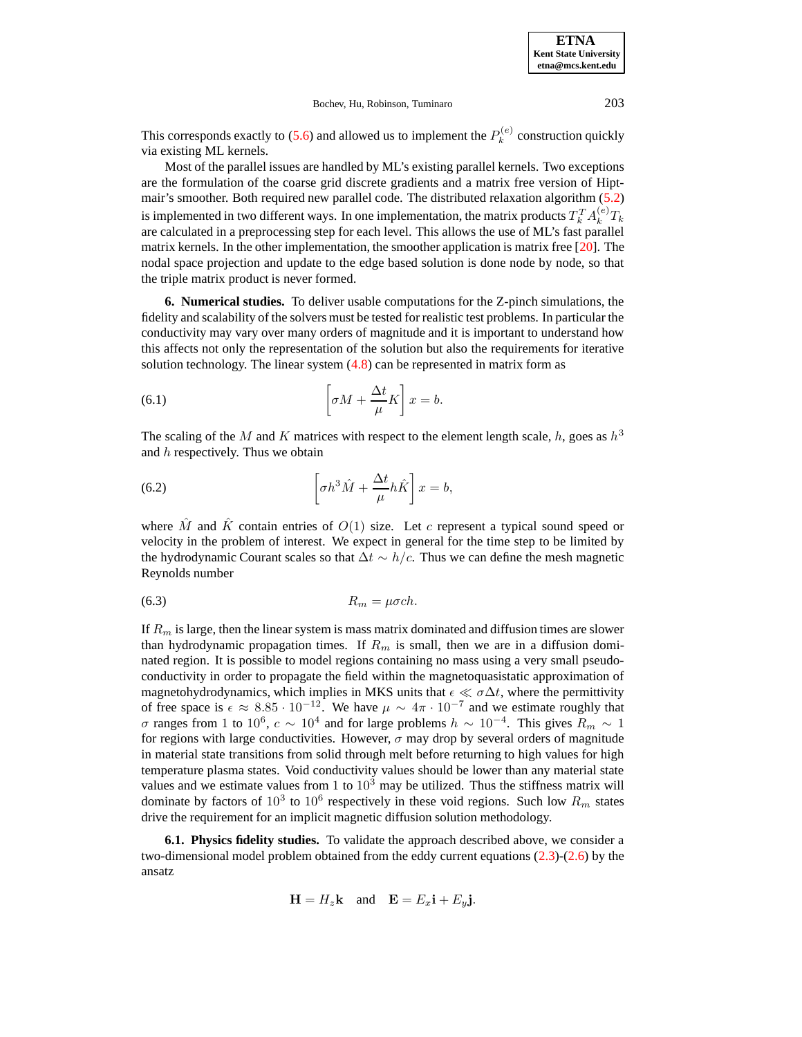This corresponds exactly to (5.6) and allowed us to implement the $P_k^{(e)}$ construction quickly via existing ML kernels.

Most of the parallel issues are handled by ML's existing parallel kernels. Two exceptions are the formulation of the coarse grid discrete gradients and a matrix free version of Hiptmair's smoother. Both required new parallel code. The distributed relaxation algorithm (5.2) is implemented in two different ways. In one implementation, the matrix products $T_k^T A_k^{(e)} T_k$ are calculated in a preprocessing step for each level. This allows the use of ML's fast parallel matrix kernels. In the other implementation, the smoother application is matrix free [20]. The nodal space projection and update to the edge based solution is done node by node, so that the triple matrix product is never formed.

**6. Numerical studies.** To deliver usable computations for the Z-pinch simulations, the fidelity and scalability of the solvers must be tested for realistic test problems. In particular the conductivity may vary over many orders of magnitude and it is important to understand how this affects not only the representation of the solution but also the requirements for iterative solution technology. The linear system (4.8) can be represented in matrix form as

$$\left[\sigma M + \frac{\Delta t}{\mu} K\right] x = b. \tag{6.1}$$

The scaling of the $M$ and $K$ matrices with respect to the element length scale, $h$, goes as $h^3$ and $h$ respectively. Thus we obtain

$$\left[\sigma h^3 \hat{M} + \frac{\Delta t}{\mu} h \hat{K}\right] x = b, \tag{6.2}$$

where $\hat{M}$ and $\hat{K}$ contain entries of $O(1)$ size. Let $c$ represent a typical sound speed or velocity in the problem of interest. We expect in general for the time step to be limited by the hydrodynamic Courant scales so that $\Delta t \sim h/c$. Thus we can define the mesh magnetic Reynolds number

$$R_m = \mu \sigma c h. \tag{6.3}$$

If $R_m$ is large, then the linear system is mass matrix dominated and diffusion times are slower than hydrodynamic propagation times. If $R_m$ is small, then we are in a diffusion dominated region. It is possible to model regions containing no mass using a very small pseudo-conductivity in order to propagate the field within the magnetoquasistatic approximation of magnetohydrodynamics, which implies in MKS units that $\epsilon \ll \sigma \Delta t$, where the permittivity of free space is $\epsilon \approx 8.85 \cdot 10^{-12}$. We have $\mu \sim 4\pi \cdot 10^{-7}$ and we estimate roughly that $\sigma$ ranges from 1 to $10^6$, $c \sim 10^4$ and for large problems $h \sim 10^{-4}$. This gives $R_m \sim 1$ for regions with large conductivities. However, $\sigma$ may drop by several orders of magnitude in material state transitions from solid through melt before returning to high values for high temperature plasma states. Void conductivity values should be lower than any material state values and we estimate values from 1 to $10^3$ may be utilized. Thus the stiffness matrix will dominate by factors of $10^3$ to $10^6$ respectively in these void regions. Such low $R_m$ states drive the requirement for an implicit magnetic diffusion solution methodology.

**6.1. Physics fidelity studies.** To validate the approach described above, we consider a two-dimensional model problem obtained from the eddy current equations (2.3)-(2.6) by the ansatz

$$\mathbf{H} = H_z \mathbf{k} \quad \text{and} \quad \mathbf{E} = E_x \mathbf{i} + E_y \mathbf{j}.$$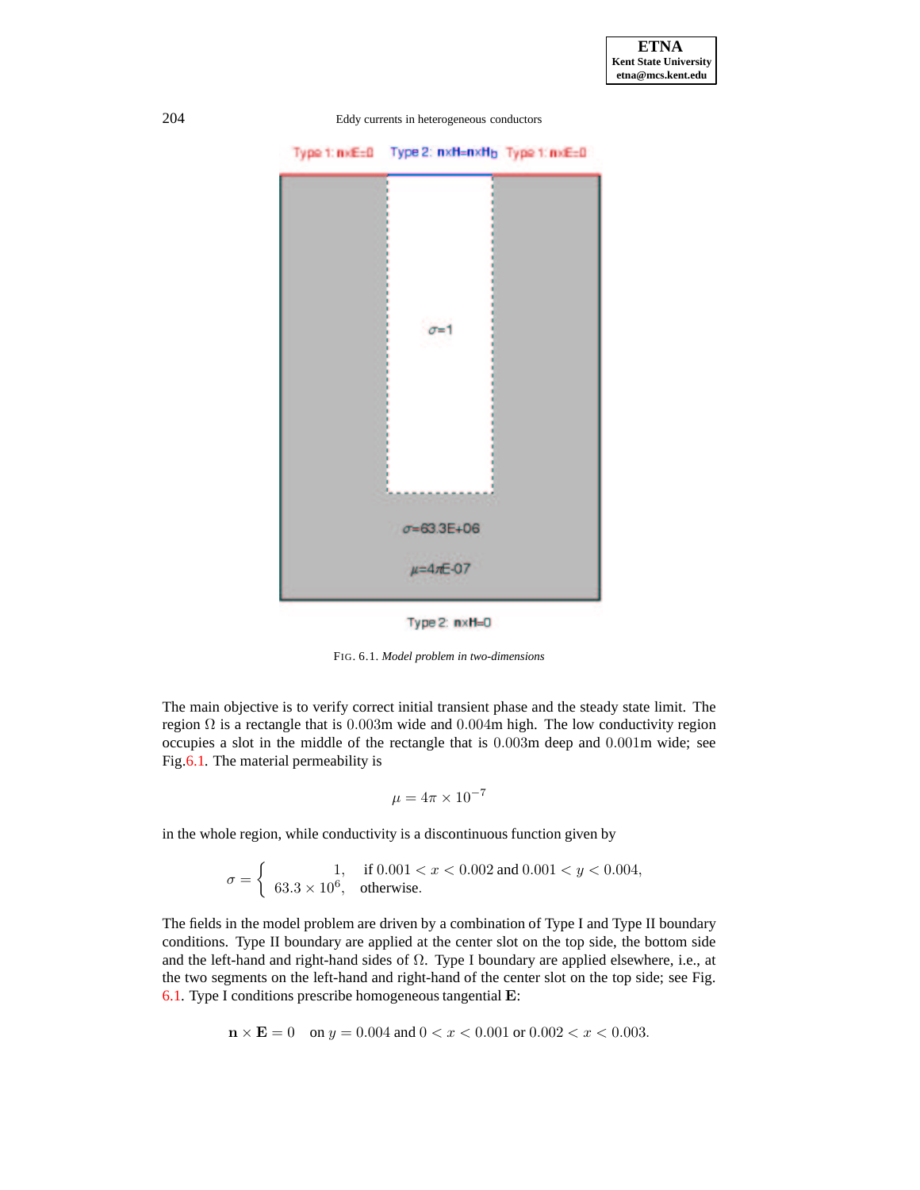Type 1: n×E=0    Type 2: n×H=n×H$_b$    Type 1: n×E=0

$\sigma$=1

$\sigma$=63.3E+06

$\mu$=4$\pi$E-07

Type 2: n×H=0

FIG. 6.1. *Model problem in two-dimensions*

The main objective is to verify correct initial transient phase and the steady state limit. The region $\Omega$ is a rectangle that is $0.003$m wide and $0.004$m high. The low conductivity region occupies a slot in the middle of the rectangle that is $0.003$m deep and $0.001$m wide; see Fig.6.1. The material permeability is

$$\mu = 4\pi \times 10^{-7}$$

in the whole region, while conductivity is a discontinuous function given by

$$\sigma = \begin{cases} 1, & \text{if } 0.001 < x < 0.002 \text{ and } 0.001 < y < 0.004, \\ 63.3 \times 10^6, & \text{otherwise.} \end{cases}$$

The fields in the model problem are driven by a combination of Type I and Type II boundary conditions. Type II boundary are applied at the center slot on the top side, the bottom side and the left-hand and right-hand sides of $\Omega$. Type I boundary are applied elsewhere, i.e., at the two segments on the left-hand and right-hand of the center slot on the top side; see Fig. 6.1. Type I conditions prescribe homogeneous tangential $\mathbf{E}$:

$$\mathbf{n} \times \mathbf{E} = 0 \quad \text{on } y = 0.004 \text{ and } 0 < x < 0.001 \text{ or } 0.002 < x < 0.003.$$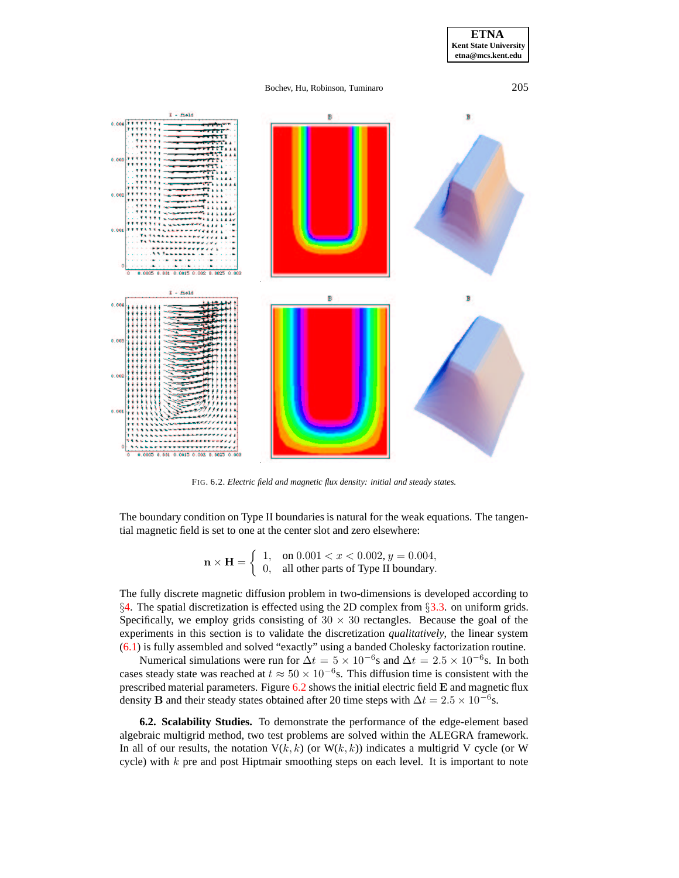FIG. 6.2. *Electric field and magnetic flux density: initial and steady states.*

The boundary condition on Type II boundaries is natural for the weak equations. The tangential magnetic field is set to one at the center slot and zero elsewhere:

$$\mathbf{n} \times \mathbf{H} = \begin{cases} 1, & \text{on } 0.001 < x < 0.002, y = 0.004, \\ 0, & \text{all other parts of Type II boundary.} \end{cases}$$

The fully discrete magnetic diffusion problem in two-dimensions is developed according to §4. The spatial discretization is effected using the 2D complex from §3.3. on uniform grids. Specifically, we employ grids consisting of $30 \times 30$ rectangles. Because the goal of the experiments in this section is to validate the discretization *qualitatively*, the linear system (6.1) is fully assembled and solved "exactly" using a banded Cholesky factorization routine.

Numerical simulations were run for $\Delta t = 5 \times 10^{-6}$s and $\Delta t = 2.5 \times 10^{-6}$s. In both cases steady state was reached at $t \approx 50 \times 10^{-6}$s. This diffusion time is consistent with the prescribed material parameters. Figure 6.2 shows the initial electric field $\mathbf{E}$ and magnetic flux density $\mathbf{B}$ and their steady states obtained after 20 time steps with $\Delta t = 2.5 \times 10^{-6}$s.

**6.2. Scalability Studies.** To demonstrate the performance of the edge-element based algebraic multigrid method, two test problems are solved within the ALEGRA framework. In all of our results, the notation V$(k, k)$ (or W$(k, k)$) indicates a multigrid V cycle (or W cycle) with $k$ pre and post Hiptmair smoothing steps on each level. It is important to note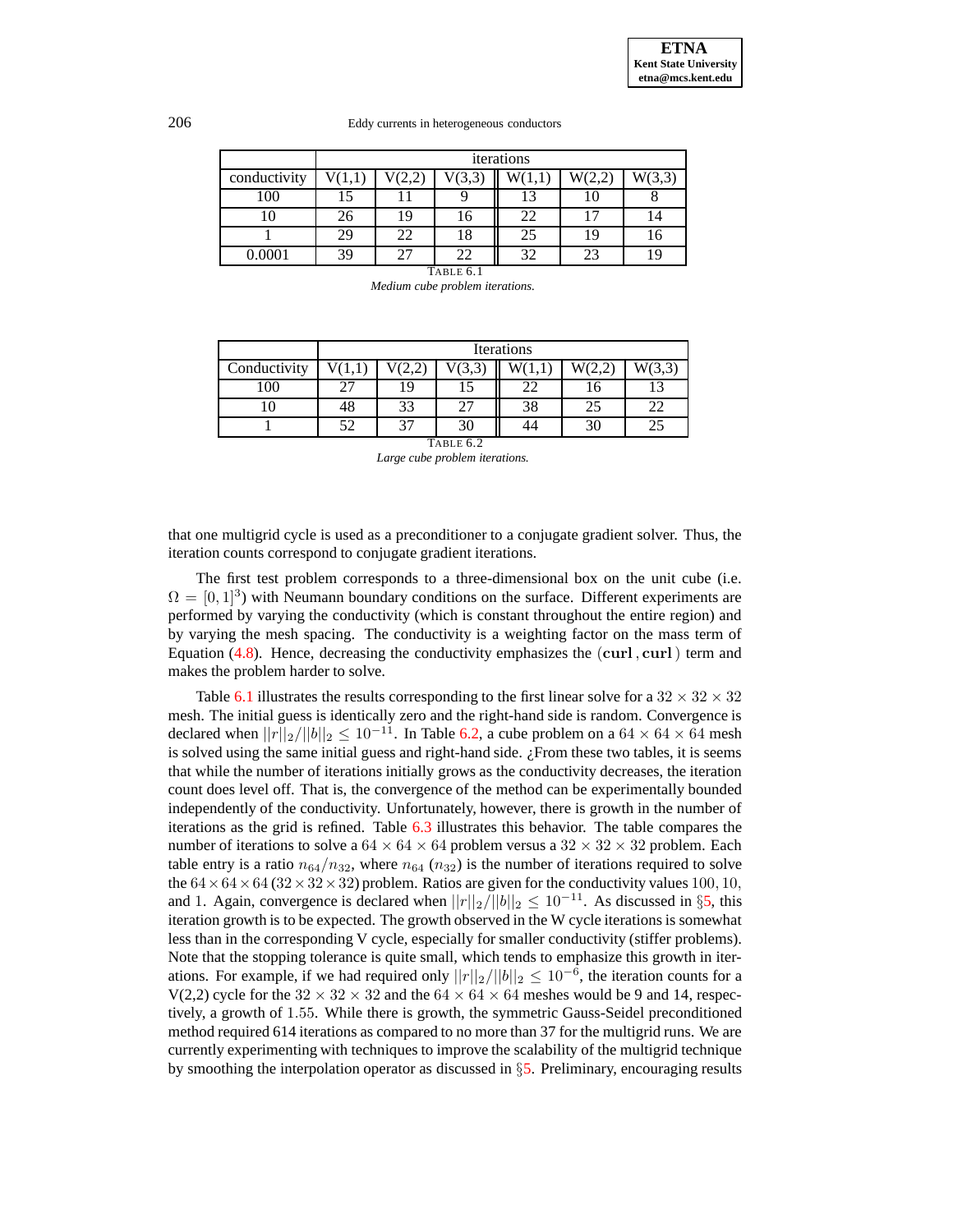| | iterations | | | | | |
|---|---|---|---|---|---|---|
| conductivity | V(1,1) | V(2,2) | V(3,3) | W(1,1) | W(2,2) | W(3,3) |
| 100 | 15 | 11 | 9 | 13 | 10 | 8 |
| 10 | 26 | 19 | 16 | 22 | 17 | 14 |
| 1 | 29 | 22 | 18 | 25 | 19 | 16 |
| 0.0001 | 39 | 27 | 22 | 32 | 23 | 19 |

TABLE 6.1
*Medium cube problem iterations.*

| | Iterations | | | | | |
|---|---|---|---|---|---|---|
| Conductivity | V(1,1) | V(2,2) | V(3,3) | W(1,1) | W(2,2) | W(3,3) |
| 100 | 27 | 19 | 15 | 22 | 16 | 13 |
| 10 | 48 | 33 | 27 | 38 | 25 | 22 |
| 1 | 52 | 37 | 30 | 44 | 30 | 25 |

TABLE 6.2
*Large cube problem iterations.*

that one multigrid cycle is used as a preconditioner to a conjugate gradient solver. Thus, the iteration counts correspond to conjugate gradient iterations.

The first test problem corresponds to a three-dimensional box on the unit cube (i.e. $\Omega = [0,1]^3$) with Neumann boundary conditions on the surface. Different experiments are performed by varying the conductivity (which is constant throughout the entire region) and by varying the mesh spacing. The conductivity is a weighting factor on the mass term of Equation (4.8). Hence, decreasing the conductivity emphasizes the $(\mathbf{curl}\,,\mathbf{curl}\,)$ term and makes the problem harder to solve.

Table 6.1 illustrates the results corresponding to the first linear solve for a $32 \times 32 \times 32$ mesh. The initial guess is identically zero and the right-hand side is random. Convergence is declared when $||r||_2/||b||_2 \leq 10^{-11}$. In Table 6.2, a cube problem on a $64 \times 64 \times 64$ mesh is solved using the same initial guess and right-hand side. ¿From these two tables, it is seems that while the number of iterations initially grows as the conductivity decreases, the iteration count does level off. That is, the convergence of the method can be experimentally bounded independently of the conductivity. Unfortunately, however, there is growth in the number of iterations as the grid is refined. Table 6.3 illustrates this behavior. The table compares the number of iterations to solve a $64 \times 64 \times 64$ problem versus a $32 \times 32 \times 32$ problem. Each table entry is a ratio $n_{64}/n_{32}$, where $n_{64}$ ($n_{32}$) is the number of iterations required to solve the $64 \times 64 \times 64$ ($32 \times 32 \times 32$) problem. Ratios are given for the conductivity values $100, 10,$ and 1. Again, convergence is declared when $||r||_2/||b||_2 \leq 10^{-11}$. As discussed in §5, this iteration growth is to be expected. The growth observed in the W cycle iterations is somewhat less than in the corresponding V cycle, especially for smaller conductivity (stiffer problems). Note that the stopping tolerance is quite small, which tends to emphasize this growth in iterations. For example, if we had required only $||r||_2/||b||_2 \leq 10^{-6}$, the iteration counts for a V(2,2) cycle for the $32 \times 32 \times 32$ and the $64 \times 64 \times 64$ meshes would be 9 and 14, respectively, a growth of $1.55$. While there is growth, the symmetric Gauss-Seidel preconditioned method required 614 iterations as compared to no more than 37 for the multigrid runs. We are currently experimenting with techniques to improve the scalability of the multigrid technique by smoothing the interpolation operator as discussed in §5. Preliminary, encouraging results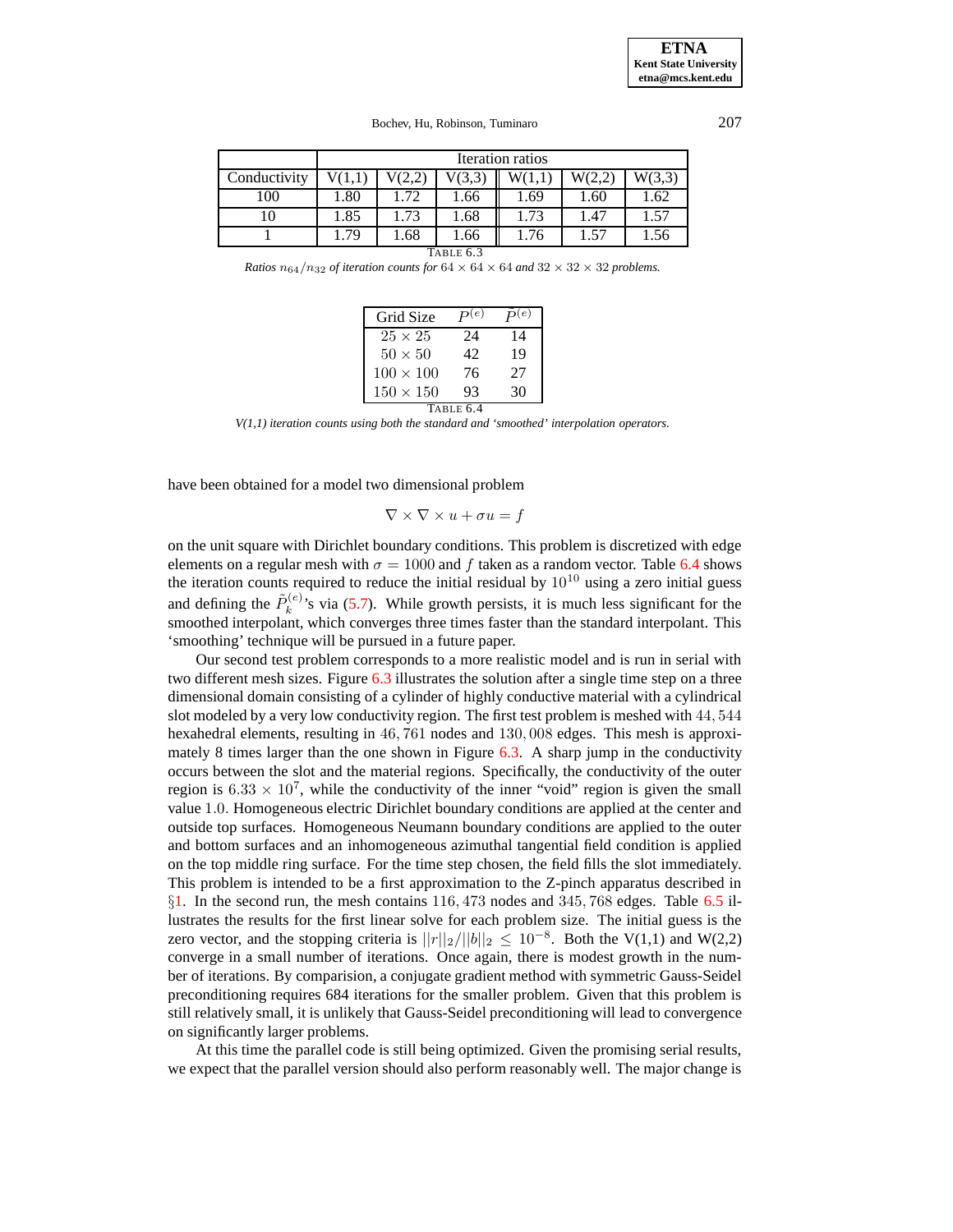| Conductivity | Iteration ratios | | | | | |
|---|---|---|---|---|---|---|
| | V(1,1) | V(2,2) | V(3,3) | W(1,1) | W(2,2) | W(3,3) |
| 100 | 1.80 | 1.72 | 1.66 | 1.69 | 1.60 | 1.62 |
| 10 | 1.85 | 1.73 | 1.68 | 1.73 | 1.47 | 1.57 |
| 1 | 1.79 | 1.68 | 1.66 | 1.76 | 1.57 | 1.56 |

TABLE 6.3
*Ratios $n_{64}/n_{32}$ of iteration counts for $64 \times 64 \times 64$ and $32 \times 32 \times 32$ problems.*

| Grid Size | $P^{(e)}$ | $\tilde{P}^{(e)}$ |
|---|---|---|
| $25 \times 25$ | 24 | 14 |
| $50 \times 50$ | 42 | 19 |
| $100 \times 100$ | 76 | 27 |
| $150 \times 150$ | 93 | 30 |

TABLE 6.4
*V(1,1) iteration counts using both the standard and 'smoothed' interpolation operators.*

have been obtained for a model two dimensional problem

$$\nabla \times \nabla \times u + \sigma u = f$$

on the unit square with Dirichlet boundary conditions. This problem is discretized with edge elements on a regular mesh with $\sigma = 1000$ and $f$ taken as a random vector. Table 6.4 shows the iteration counts required to reduce the initial residual by $10^{10}$ using a zero initial guess and defining the $\tilde{P}_k^{(e)}$'s via (5.7). While growth persists, it is much less significant for the smoothed interpolant, which converges three times faster than the standard interpolant. This 'smoothing' technique will be pursued in a future paper.

Our second test problem corresponds to a more realistic model and is run in serial with two different mesh sizes. Figure 6.3 illustrates the solution after a single time step on a three dimensional domain consisting of a cylinder of highly conductive material with a cylindrical slot modeled by a very low conductivity region. The first test problem is meshed with $44,544$ hexahedral elements, resulting in $46,761$ nodes and $130,008$ edges. This mesh is approximately 8 times larger than the one shown in Figure 6.3. A sharp jump in the conductivity occurs between the slot and the material regions. Specifically, the conductivity of the outer region is $6.33 \times 10^7$, while the conductivity of the inner "void" region is given the small value $1.0$. Homogeneous electric Dirichlet boundary conditions are applied at the center and outside top surfaces. Homogeneous Neumann boundary conditions are applied to the outer and bottom surfaces and an inhomogeneous azimuthal tangential field condition is applied on the top middle ring surface. For the time step chosen, the field fills the slot immediately. This problem is intended to be a first approximation to the Z-pinch apparatus described in §1. In the second run, the mesh contains $116,473$ nodes and $345,768$ edges. Table 6.5 illustrates the results for the first linear solve for each problem size. The initial guess is the zero vector, and the stopping criteria is $||r||_2/||b||_2 \leq 10^{-8}$. Both the V(1,1) and W(2,2) converge in a small number of iterations. Once again, there is modest growth in the number of iterations. By comparision, a conjugate gradient method with symmetric Gauss-Seidel preconditioning requires 684 iterations for the smaller problem. Given that this problem is still relatively small, it is unlikely that Gauss-Seidel preconditioning will lead to convergence on significantly larger problems.

At this time the parallel code is still being optimized. Given the promising serial results, we expect that the parallel version should also perform reasonably well. The major change is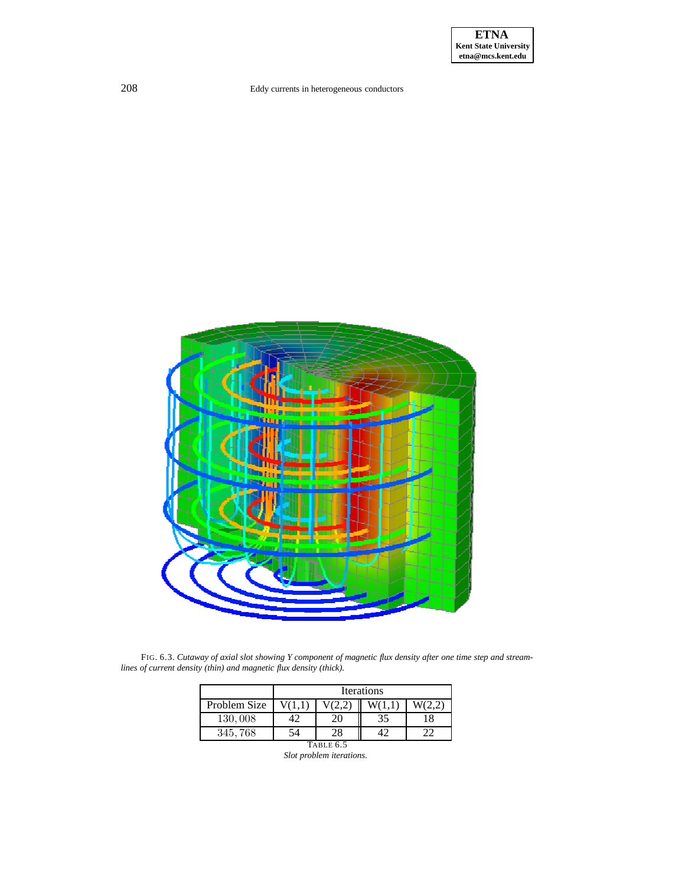FIG. 6.3. *Cutaway of axial slot showing Y component of magnetic flux density after one time step and streamlines of current density (thin) and magnetic flux density (thick).*

| | Iterations | | | |
|---|---|---|---|---|
| Problem Size | V(1,1) | V(2,2) | W(1,1) | W(2,2) |
| 130,008 | 42 | 20 | 35 | 18 |
| 345,768 | 54 | 28 | 42 | 22 |

TABLE 6.5
*Slot problem iterations.*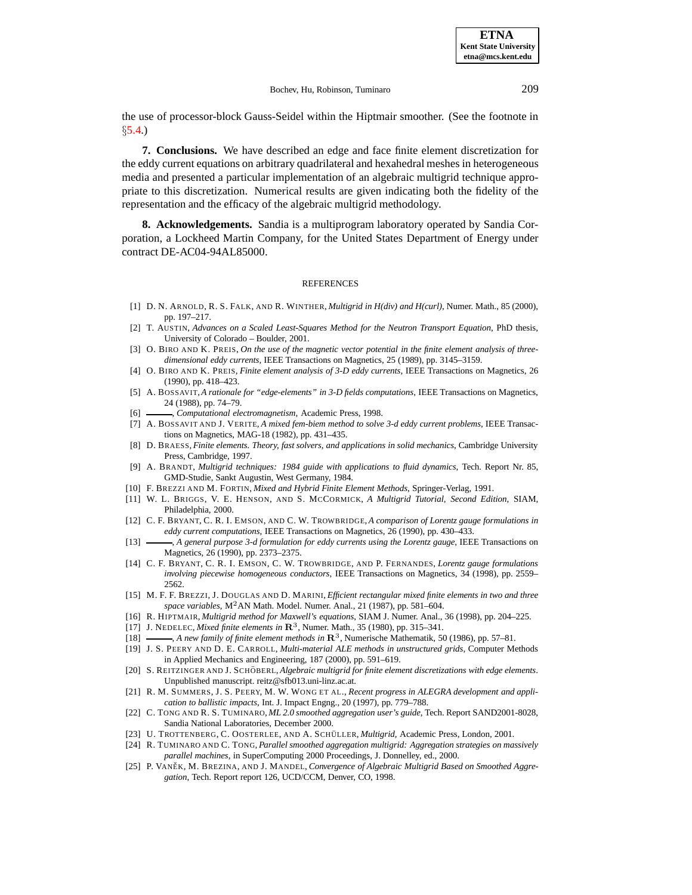the use of processor-block Gauss-Seidel within the Hiptmair smoother. (See the footnote in §5.4.)

## 7. Conclusions.

We have described an edge and face finite element discretization for the eddy current equations on arbitrary quadrilateral and hexahedral meshes in heterogeneous media and presented a particular implementation of an algebraic multigrid technique appropriate to this discretization. Numerical results are given indicating both the fidelity of the representation and the efficacy of the algebraic multigrid methodology.

## 8. Acknowledgements.

Sandia is a multiprogram laboratory operated by Sandia Corporation, a Lockheed Martin Company, for the United States Department of Energy under contract DE-AC04-94AL85000.

## REFERENCES

[1] D. N. Arnold, R. S. Falk, and R. Winther, *Multigrid in H(div) and H(curl)*, Numer. Math., 85 (2000), pp. 197–217.

[2] T. Austin, *Advances on a Scaled Least-Squares Method for the Neutron Transport Equation*, PhD thesis, University of Colorado – Boulder, 2001.

[3] O. Biro and K. Preis, *On the use of the magnetic vector potential in the finite element analysis of three-dimensional eddy currents*, IEEE Transactions on Magnetics, 25 (1989), pp. 3145–3159.

[4] O. Biro and K. Preis, *Finite element analysis of 3-D eddy currents*, IEEE Transactions on Magnetics, 26 (1990), pp. 418–423.

[5] A. Bossavit, *A rationale for "edge-elements" in 3-D fields computations*, IEEE Transactions on Magnetics, 24 (1988), pp. 74–79.

[6] ———, *Computational electromagnetism*, Academic Press, 1998.

[7] A. Bossavit and J. Verite, *A mixed fem-biem method to solve 3-d eddy current problems*, IEEE Transactions on Magnetics, MAG-18 (1982), pp. 431–435.

[8] D. Braess, *Finite elements. Theory, fast solvers, and applications in solid mechanics*, Cambridge University Press, Cambridge, 1997.

[9] A. Brandt, *Multigrid techniques: 1984 guide with applications to fluid dynamics*, Tech. Report Nr. 85, GMD-Studie, Sankt Augustin, West Germany, 1984.

[10] F. Brezzi and M. Fortin, *Mixed and Hybrid Finite Element Methods*, Springer-Verlag, 1991.

[11] W. L. Briggs, V. E. Henson, and S. McCormick, *A Multigrid Tutorial, Second Edition*, SIAM, Philadelphia, 2000.

[12] C. F. Bryant, C. R. I. Emson, and C. W. Trowbridge, *A comparison of Lorentz gauge formulations in eddy current computations*, IEEE Transactions on Magnetics, 26 (1990), pp. 430–433.

[13] ———, *A general purpose 3-d formulation for eddy currents using the Lorentz gauge*, IEEE Transactions on Magnetics, 26 (1990), pp. 2373–2375.

[14] C. F. Bryant, C. R. I. Emson, C. W. Trowbridge, and P. Fernandes, *Lorentz gauge formulations involving piecewise homogeneous conductors*, IEEE Transactions on Magnetics, 34 (1998), pp. 2559–2562.

[15] M. F. F. Brezzi, J. Douglas and D. Marini, *Efficient rectangular mixed finite elements in two and three space variables*, $\mathrm{M}^2$AN Math. Model. Numer. Anal., 21 (1987), pp. 581–604.

[16] R. Hiptmair, *Multigrid method for Maxwell's equations*, SIAM J. Numer. Anal., 36 (1998), pp. 204–225.

[17] J. Nedelec, *Mixed finite elements in* $\mathbf{R}^3$, Numer. Math., 35 (1980), pp. 315–341.

[18] ———, *A new family of finite element methods in* $\mathbf{R}^3$, Numerische Mathematik, 50 (1986), pp. 57–81.

[19] J. S. Peery and D. E. Carroll, *Multi-material ALE methods in unstructured grids*, Computer Methods in Applied Mechanics and Engineering, 187 (2000), pp. 591–619.

[20] S. Reitzinger and J. Schöberl, *Algebraic multigrid for finite element discretizations with edge elements*. Unpublished manuscript. reitz@sfb013.uni-linz.ac.at.

[21] R. M. Summers, J. S. Peery, M. W. Wong et al., *Recent progress in ALEGRA development and application to ballistic impacts*, Int. J. Impact Engng., 20 (1997), pp. 779–788.

[22] C. Tong and R. S. Tuminaro, *ML 2.0 smoothed aggregation user's guide*, Tech. Report SAND2001-8028, Sandia National Laboratories, December 2000.

[23] U. Trottenberg, C. Oosterlee, and A. Schüller, *Multigrid*, Academic Press, London, 2001.

[24] R. Tuminaro and C. Tong, *Parallel smoothed aggregation multigrid: Aggregation strategies on massively parallel machines*, in SuperComputing 2000 Proceedings, J. Donnelley, ed., 2000.

[25] P. Vaněk, M. Brezina, and J. Mandel, *Convergence of Algebraic Multigrid Based on Smoothed Aggregation*, Tech. Report report 126, UCD/CCM, Denver, CO, 1998.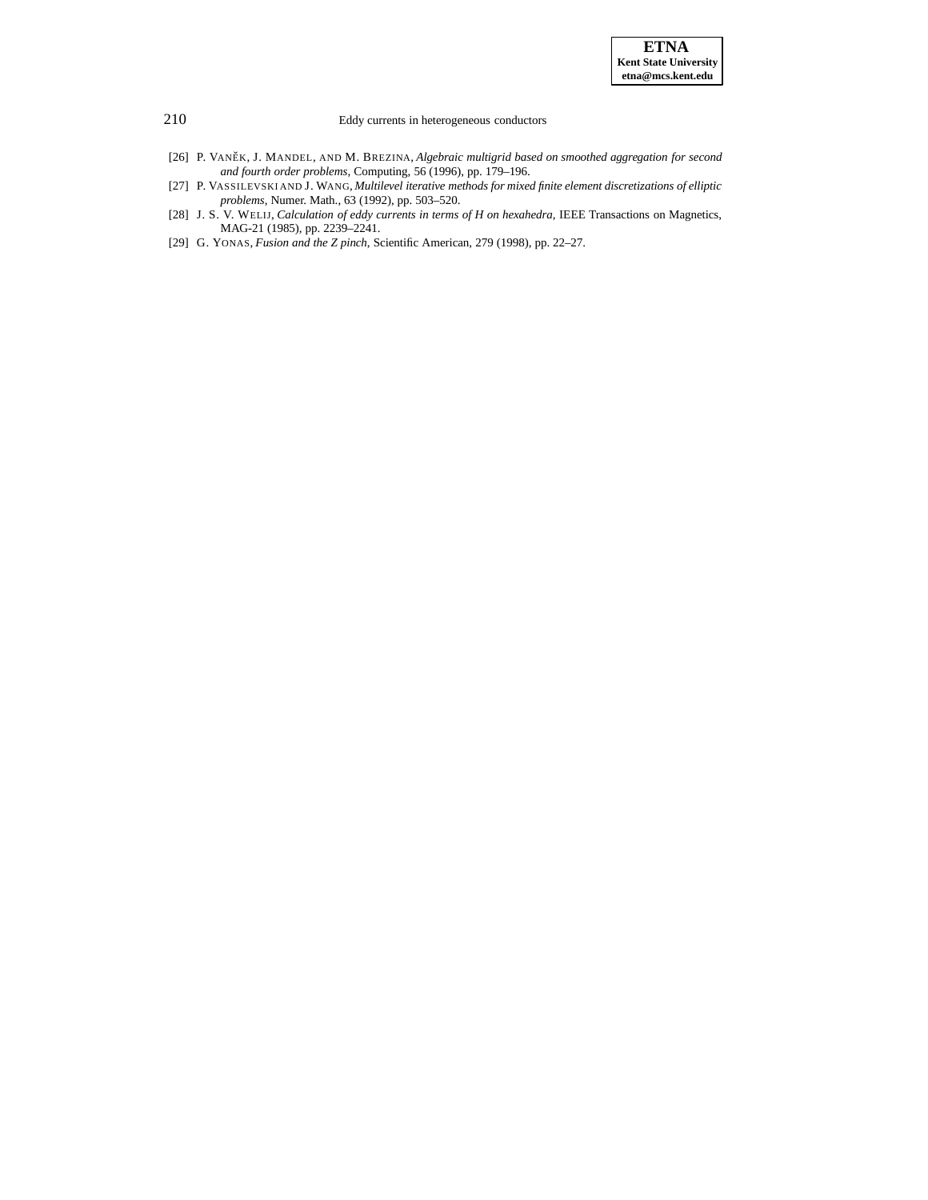[26] P. Vaněk, J. Mandel, and M. Brezina, *Algebraic multigrid based on smoothed aggregation for second and fourth order problems*, Computing, 56 (1996), pp. 179–196.

[27] P. Vassilevski and J. Wang, *Multilevel iterative methods for mixed finite element discretizations of elliptic problems*, Numer. Math., 63 (1992), pp. 503–520.

[28] J. S. V. Welij, *Calculation of eddy currents in terms of H on hexahedra*, IEEE Transactions on Magnetics, MAG-21 (1985), pp. 2239–2241.

[29] G. Yonas, *Fusion and the Z pinch*, Scientific American, 279 (1998), pp. 22–27.